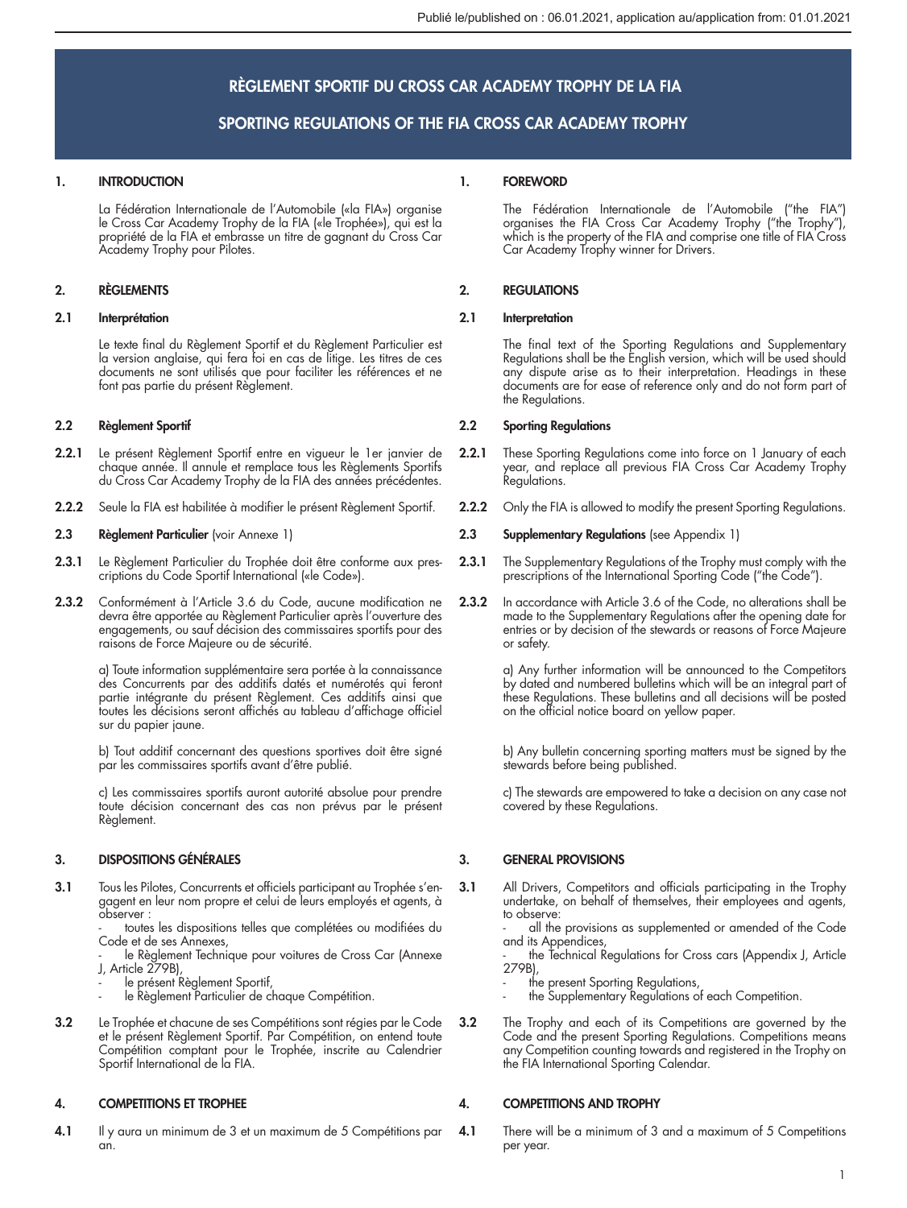Publié le/published on : 06.01.2021, application au/application from: 01.01.2021

# RÈGLEMENT SPORTIF DU CROSS CAR ACADEMY TROPHY DE LA FIA

# SPORTING REGULATIONS OF THE FIA CROSS CAR ACADEMY TROPHY

## 1. INTRODUCTION

La Fédération Internationale de l'Automobile («la FIA») organise le Cross Car Academy Trophy de la FIA («le Trophée»), qui est la propriété de la FIA et embrasse un titre de gagnant du Cross Car Academy Trophy pour Pilotes.

## 2. RÈGLEMENTS

### 2.1 Interprétation

Le texte final du Règlement Sportif et du Règlement Particulier est la version anglaise, qui fera foi en cas de litige. Les titres de ces documents ne sont utilisés que pour faciliter les références et ne font pas partie du présent Règlement.

### 2.2 Règlement Sportif

**2.2.1** Le présent Règlement Sportif entre en vigueur le 1er janvier de chaque année. Il annule et remplace tous les Règlements Sportifs du Cross Car Academy Trophy de la FIA des années précédentes.

**2.2.2** Seule la FIA est habilitée à modifier le présent Règlement Sportif.

### 2.3 Règlement Particulier (voir Annexe 1)

**2.3.1** Le Règlement Particulier du Trophée doit être conforme aux prescriptions du Code Sportif International («le Code»).

**2.3.2** Conformément à l'Article 3.6 du Code, aucune modification ne devra être apportée au Règlement Particulier après l'ouverture des engagements, ou sauf décision des commissaires sportifs pour des raisons de Force Majeure ou de sécurité.

a) Toute information supplémentaire sera portée à la connaissance des Concurrents par des additifs datés et numérotés qui feront partie intégrante du présent Règlement. Ces additifs ainsi que toutes les décisions seront affichés au tableau d'affichage officiel sur du papier jaune.

b) Tout additif concernant des questions sportives doit être signé par les commissaires sportifs avant d'être publié.

c) Les commissaires sportifs auront autorité absolue pour prendre toute décision concernant des cas non prévus par le présent Règlement.

## 3. DISPOSITIONS GÉNÉRALES

**3.1** Tous les Pilotes, Concurrents et officiels participant au Trophée s'engagent en leur nom propre et celui de leurs employés et agents, à observer :

- toutes les dispositions telles que complétées ou modifiées du Code et de ses Annexes,
- le Règlement Technique pour voitures de Cross Car (Annexe J, Article 279B),
- le présent Règlement Sportif,
- le Règlement Particulier de chaque Compétition.

**3.2** Le Trophée et chacune de ses Compétitions sont régies par le Code et le présent Règlement Sportif. Par Compétition, on entend toute Compétition comptant pour le Trophée, inscrite au Calendrier Sportif International de la FIA.

## 4. COMPETITIONS ET TROPHEE

**4.1** Il y aura un minimum de 3 et un maximum de 5 Compétitions par an.

---

## 1. FOREWORD

The Fédération Internationale de l'Automobile ("the FIA") organises the FIA Cross Car Academy Trophy ("the Trophy"), which is the property of the FIA and comprise one title of FIA Cross Car Academy Trophy winner for Drivers.

## 2. REGULATIONS

### 2.1 Interpretation

The final text of the Sporting Regulations and Supplementary Regulations shall be the English version, which will be used should any dispute arise as to their interpretation. Headings in these documents are for ease of reference only and do not form part of the Regulations.

### 2.2 Sporting Regulations

**2.2.1** These Sporting Regulations come into force on 1 January of each year, and replace all previous FIA Cross Car Academy Trophy Regulations.

**2.2.2** Only the FIA is allowed to modify the present Sporting Regulations.

### 2.3 Supplementary Regulations (see Appendix 1)

**2.3.1** The Supplementary Regulations of the Trophy must comply with the prescriptions of the International Sporting Code ("the Code").

**2.3.2** In accordance with Article 3.6 of the Code, no alterations shall be made to the Supplementary Regulations after the opening date for entries or by decision of the stewards or reasons of Force Majeure or safety.

a) Any further information will be announced to the Competitors by dated and numbered bulletins which will be an integral part of these Regulations. These bulletins and all decisions will be posted on the official notice board on yellow paper.

b) Any bulletin concerning sporting matters must be signed by the stewards before being published.

c) The stewards are empowered to take a decision on any case not covered by these Regulations.

## 3. GENERAL PROVISIONS

**3.1** All Drivers, Competitors and officials participating in the Trophy undertake, on behalf of themselves, their employees and agents, to observe:

- all the provisions as supplemented or amended of the Code and its Appendices,
- the Technical Regulations for Cross cars (Appendix J, Article 279B),
- the present Sporting Regulations,
- the Supplementary Regulations of each Competition.

**3.2** The Trophy and each of its Competitions are governed by the Code and the present Sporting Regulations. Competitions means any Competition counting towards and registered in the Trophy on the FIA International Sporting Calendar.

## 4. COMPETITIONS AND TROPHY

**4.1** There will be a minimum of 3 and a maximum of 5 Competitions per year.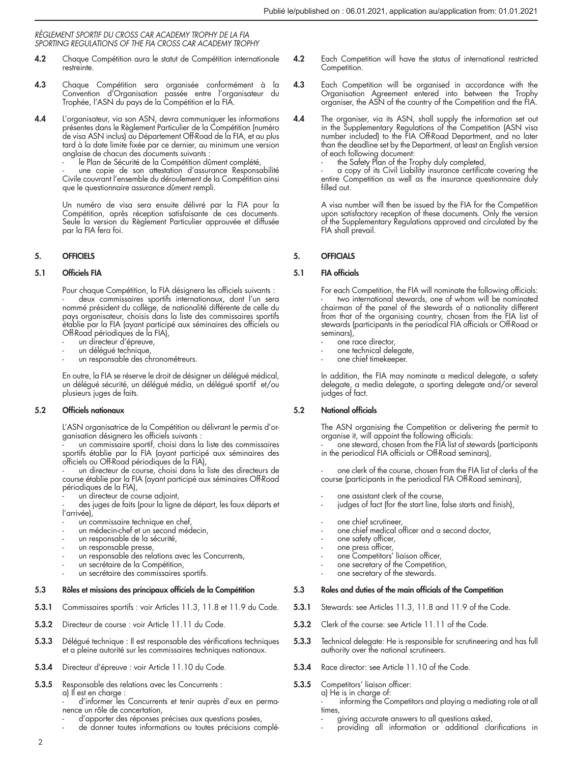**4.2** Chaque Compétition aura le statut de Compétition internationale restreinte.

**4.3** Chaque Compétition sera organisée conformément à la Convention d'Organisation passée entre l'organisateur du Trophée, l'ASN du pays de la Compétition et la FIA.

**4.4** L'organisateur, via son ASN, devra communiquer les informations présentes dans le Règlement Particulier de la Compétition (numéro de visa ASN inclus) au Département Off-Road de la FIA, et au plus tard à la date limite fixée par ce dernier, au minimum une version anglaise de chacun des documents suivants :

- le Plan de Sécurité de la Compétition dûment complété,
- une copie de son attestation d'assurance Responsabilité Civile couvrant l'ensemble du déroulement de la Compétition ainsi que le questionnaire assurance dûment rempli.

Un numéro de visa sera ensuite délivré par la FIA pour la Compétition, après réception satisfaisante de ces documents. Seule la version du Règlement Particulier approuvée et diffusée par la FIA fera foi.

## 5. OFFICIELS

### 5.1 Officiels FIA

Pour chaque Compétition, la FIA désignera les officiels suivants :

- deux commissaires sportifs internationaux, dont l'un sera nommé président du collège, de nationalité différente de celle du pays organisateur, choisis dans la liste des commissaires sportifs établie par la FIA (ayant participé aux séminaires des officiels ou Off-Road périodiques de la FIA),
- un directeur d'épreuve,
- un délégué technique,
- un responsable des chronométreurs.

En outre, la FIA se réserve le droit de désigner un délégué médical, un délégué sécurité, un délégué média, un délégué sportif et/ou plusieurs juges de faits.

### 5.2 Officiels nationaux

L'ASN organisatrice de la Compétition ou délivrant le permis d'organisation désignera les officiels suivants :

- un commissaire sportif, choisi dans la liste des commissaires sportifs établie par la FIA (ayant participé aux séminaires des officiels ou Off-Road périodiques de la FIA),
- un directeur de course, choisi dans la liste des directeurs de course établie par la FIA (ayant participé aux séminaires Off-Road périodiques de la FIA),
- un directeur de course adjoint,
- des juges de faits (pour la ligne de départ, les faux départs et l'arrivée),
- un commissaire technique en chef,
- un médecin-chef et un second médecin,
- un responsable de la sécurité,
- un responsable presse,
- un responsable des relations avec les Concurrents,
- un secrétaire de la Compétition,
- un secrétaire des commissaires sportifs.

### 5.3 Rôles et missions des principaux officiels de la Compétition

**5.3.1** Commissaires sportifs : voir Articles 11.3, 11.8 et 11.9 du Code.

**5.3.2** Directeur de course : voir Article 11.11 du Code.

**5.3.3** Délégué technique : Il est responsable des vérifications techniques et a pleine autorité sur les commissaires techniques nationaux.

**5.3.4** Directeur d'épreuve : voir Article 11.10 du Code.

**5.3.5** Responsable des relations avec les Concurrents :

a) Il est en charge :

- d'informer les Concurrents et tenir auprès d'eux en permanence un rôle de concertation,
- d'apporter des réponses précises aux questions posées,
- de donner toutes informations ou toutes précisions complé-

---

**4.2** Each Competition will have the status of international restricted Competition.

**4.3** Each Competition will be organised in accordance with the Organisation Agreement entered into between the Trophy organiser, the ASN of the country of the Competition and the FIA.

**4.4** The organiser, via its ASN, shall supply the information set out in the Supplementary Regulations of the Competition (ASN visa number included) to the FIA Off-Road Department, and no later than the deadline set by the Department, at least an English version of each following document:

- the Safety Plan of the Trophy duly completed,
- a copy of its Civil Liability insurance certificate covering the entire Competition as well as the insurance questionnaire duly filled out.

A visa number will then be issued by the FIA for the Competition upon satisfactory reception of these documents. Only the version of the Supplementary Regulations approved and circulated by the FIA shall prevail.

## 5. OFFICIALS

### 5.1 FIA officials

For each Competition, the FIA will nominate the following officials:

- two international stewards, one of whom will be nominated chairman of the panel of the stewards of a nationality different from that of the organising country, chosen from the FIA list of stewards (participants in the periodical FIA officials or Off-Road or seminars),
- one race director,
- one technical delegate,
- one chief timekeeper.

In addition, the FIA may nominate a medical delegate, a safety delegate, a media delegate, a sporting delegate and/or several judges of fact.

### 5.2 National officials

The ASN organising the Competition or delivering the permit to organise it, will appoint the following officials:

- one steward, chosen from the FIA list of stewards (participants in the periodical FIA officials or Off-Road seminars),
- one clerk of the course, chosen from the FIA list of clerks of the course (participants in the periodical FIA Off-Road seminars),
- one assistant clerk of the course,
- judges of fact (for the start line, false starts and finish),
- one chief scrutineer,
- one chief medical officer and a second doctor,
- one safety officer,
- one press officer,
- one Competitors' liaison officer,
- one secretary of the Competition,
- one secretary of the stewards.

### 5.3 Roles and duties of the main officials of the Competition

**5.3.1** Stewards: see Articles 11.3, 11.8 and 11.9 of the Code.

**5.3.2** Clerk of the course: see Article 11.11 of the Code.

**5.3.3** Technical delegate: He is responsible for scrutineering and has full authority over the national scrutineers.

**5.3.4** Race director: see Article 11.10 of the Code.

**5.3.5** Competitors' liaison officer:

a) He is in charge of:

- informing the Competitors and playing a mediating role at all times,
- giving accurate answers to all questions asked,
- providing all information or additional clarifications in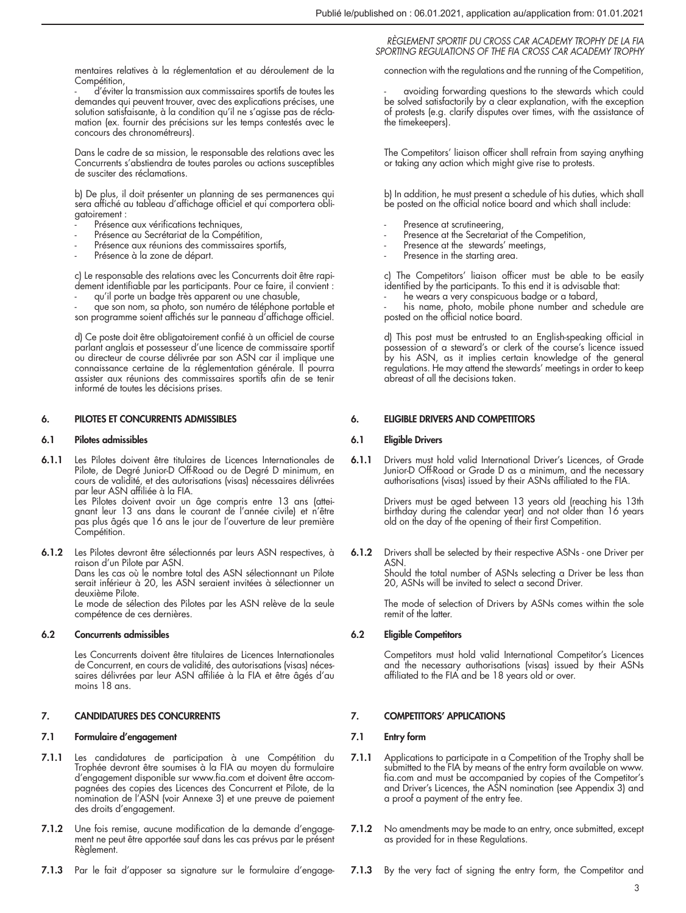mentaires relatives à la réglementation et au déroulement de la Compétition,

- d'éviter la transmission aux commissaires sportifs de toutes les demandes qui peuvent trouver, avec des explications précises, une solution satisfaisante, à la condition qu'il ne s'agisse pas de réclamation (ex. fournir des précisions sur les temps contestés avec le concours des chronométreurs).

Dans le cadre de sa mission, le responsable des relations avec les Concurrents s'abstiendra de toutes paroles ou actions susceptibles de susciter des réclamations.

b) De plus, il doit présenter un planning de ses permanences qui sera affiché au tableau d'affichage officiel et qui comportera obligatoirement :

- Présence aux vérifications techniques,
- Présence au Secrétariat de la Compétition,
- Présence aux réunions des commissaires sportifs,
- Présence à la zone de départ.

c) Le responsable des relations avec les Concurrents doit être rapidement identifiable par les participants. Pour ce faire, il convient :

- qu'il porte un badge très apparent ou une chasuble,
- que son nom, sa photo, son numéro de téléphone portable et son programme soient affichés sur le panneau d'affichage officiel.

d) Ce poste doit être obligatoirement confié à un officiel de course parlant anglais et possesseur d'une licence de commissaire sportif ou directeur de course délivrée par son ASN car il implique une connaissance certaine de la réglementation générale. Il pourra assister aux réunions des commissaires sportifs afin de se tenir informé de toutes les décisions prises.

## 6. PILOTES ET CONCURRENTS ADMISSIBLES

### 6.1 Pilotes admissibles

**6.1.1** Les Pilotes doivent être titulaires de Licences Internationales de Pilote, de Degré Junior-D Off-Road ou de Degré D minimum, en cours de validité, et des autorisations (visas) nécessaires délivrées par leur ASN affiliée à la FIA.

Les Pilotes doivent avoir un âge compris entre 13 ans (atteignant leur 13 ans dans le courant de l'année civile) et n'être pas plus âgés que 16 ans le jour de l'ouverture de leur première Compétition.

**6.1.2** Les Pilotes devront être sélectionnés par leurs ASN respectives, à raison d'un Pilote par ASN.

Dans les cas où le nombre total des ASN sélectionnant un Pilote serait inférieur à 20, les ASN seraient invitées à sélectionner un deuxième Pilote.

Le mode de sélection des Pilotes par les ASN relève de la seule compétence de ces dernières.

### 6.2 Concurrents admissibles

Les Concurrents doivent être titulaires de Licences Internationales de Concurrent, en cours de validité, des autorisations (visas) nécessaires délivrées par leur ASN affiliée à la FIA et être âgés d'au moins 18 ans.

## 7. CANDIDATURES DES CONCURRENTS

### 7.1 Formulaire d'engagement

**7.1.1** Les candidatures de participation à une Compétition du Trophée devront être soumises à la FIA au moyen du formulaire d'engagement disponible sur www.fia.com et doivent être accompagnées des copies des Licences des Concurrent et Pilote, de la nomination de l'ASN (voir Annexe 3) et une preuve de paiement des droits d'engagement.

**7.1.2** Une fois remise, aucune modification de la demande d'engagement ne peut être apportée sauf dans les cas prévus par le présent Règlement.

**7.1.3** Par le fait d'apposer sa signature sur le formulaire d'engage-

---

connection with the regulations and the running of the Competition,

- avoiding forwarding questions to the stewards which could be solved satisfactorily by a clear explanation, with the exception of protests (e.g. clarify disputes over times, with the assistance of the timekeepers).

The Competitors' liaison officer shall refrain from saying anything or taking any action which might give rise to protests.

b) In addition, he must present a schedule of his duties, which shall be posted on the official notice board and which shall include:

- Presence at scrutineering,
- Presence at the Secretariat of the Competition,
- Presence at the stewards' meetings,
- Presence in the starting area.

c) The Competitors' liaison officer must be able to be easily identified by the participants. To this end it is advisable that:

- he wears a very conspicuous badge or a tabard,
- his name, photo, mobile phone number and schedule are posted on the official notice board.

d) This post must be entrusted to an English-speaking official in possession of a steward's or clerk of the course's licence issued by his ASN, as it implies certain knowledge of the general regulations. He may attend the stewards' meetings in order to keep abreast of all the decisions taken.

## 6. ELIGIBLE DRIVERS AND COMPETITORS

### 6.1 Eligible Drivers

**6.1.1** Drivers must hold valid International Driver's Licences, of Grade Junior-D Off-Road or Grade D as a minimum, and the necessary authorisations (visas) issued by their ASNs affiliated to the FIA.

Drivers must be aged between 13 years old (reaching his 13th birthday during the calendar year) and not older than 16 years old on the day of the opening of their first Competition.

**6.1.2** Drivers shall be selected by their respective ASNs - one Driver per ASN.

Should the total number of ASNs selecting a Driver be less than 20, ASNs will be invited to select a second Driver.

The mode of selection of Drivers by ASNs comes within the sole remit of the latter.

### 6.2 Eligible Competitors

Competitors must hold valid International Competitor's Licences and the necessary authorisations (visas) issued by their ASNs affiliated to the FIA and be 18 years old or over.

## 7. COMPETITORS' APPLICATIONS

### 7.1 Entry form

**7.1.1** Applications to participate in a Competition of the Trophy shall be submitted to the FIA by means of the entry form available on www.fia.com and must be accompanied by copies of the Competitor's and Driver's Licences, the ASN nomination (see Appendix 3) and a proof a payment of the entry fee.

**7.1.2** No amendments may be made to an entry, once submitted, except as provided for in these Regulations.

**7.1.3** By the very fact of signing the entry form, the Competitor and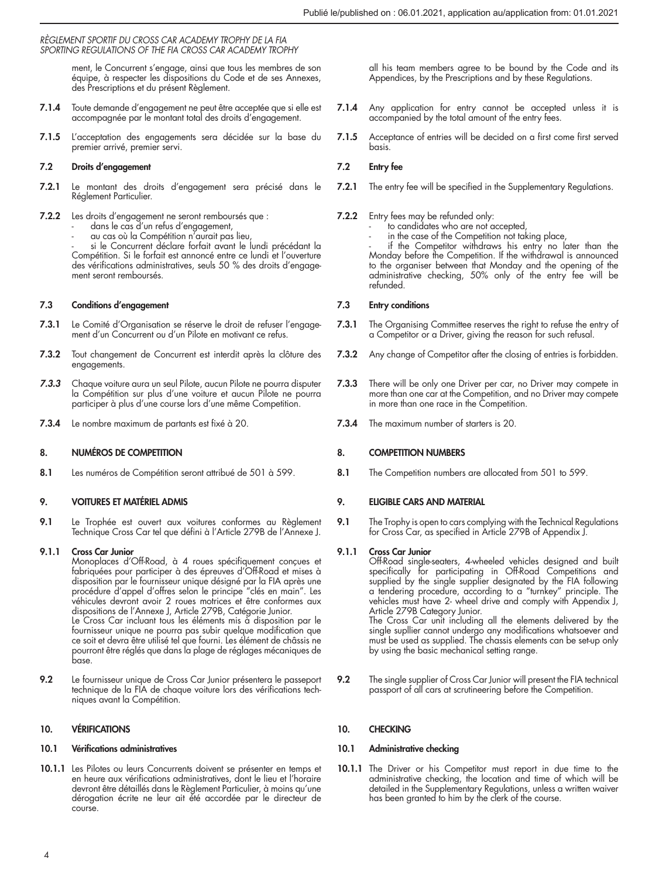ment, le Concurrent s'engage, ainsi que tous les membres de son équipe, à respecter les dispositions du Code et de ses Annexes, des Prescriptions et du présent Règlement.

**7.1.4** Toute demande d'engagement ne peut être acceptée que si elle est accompagnée par le montant total des droits d'engagement.

**7.1.5** L'acceptation des engagements sera décidée sur la base du premier arrivé, premier servi.

**7.2 Droits d'engagement**

**7.2.1** Le montant des droits d'engagement sera précisé dans le Réglement Particulier.

**7.2.2** Les droits d'engagement ne seront remboursés que :
- dans le cas d'un refus d'engagement,
- au cas où la Compétition n'aurait pas lieu,
- si le Concurrent déclare forfait avant le lundi précédant la Compétition. Si le forfait est annoncé entre ce lundi et l'ouverture des vérifications administratives, seuls 50 % des droits d'engagement seront remboursés.

**7.3 Conditions d'engagement**

**7.3.1** Le Comité d'Organisation se réserve le droit de refuser l'engagement d'un Concurrent ou d'un Pilote en motivant ce refus.

**7.3.2** Tout changement de Concurrent est interdit après la clôture des engagements.

***7.3.3*** Chaque voiture aura un seul Pilote, aucun Pilote ne pourra disputer la Compétition sur plus d'une voiture et aucun Pilote ne pourra participer à plus d'une course lors d'une même Competition.

**7.3.4** Le nombre maximum de partants est fixé à 20.

## 8. NUMÉROS DE COMPETITION

**8.1** Les numéros de Compétition seront attribué de 501 à 599.

## 9. VOITURES ET MATÉRIEL ADMIS

**9.1** Le Trophée est ouvert aux voitures conformes au Règlement Technique Cross Car tel que défini à l'Article 279B de l'Annexe J.

**9.1.1 Cross Car Junior**
Monoplaces d'Off-Road, à 4 roues spécifiquement conçues et fabriquées pour participer à des épreuves d'Off-Road et mises à disposition par le fournisseur unique désigné par la FIA après une procédure d'appel d'offres selon le principe "clés en main". Les véhicules devront avoir 2 roues motrices et être conformes aux dispositions de l'Annexe J, Article 279B, Catégorie Junior.
Le Cross Car incluant tous les éléments mis à disposition par le fournisseur unique ne pourra pas subir quelque modification que ce soit et devra être utilisé tel que fourni. Les élément de châssis ne pourront être réglés que dans la plage de réglages mécaniques de base.

**9.2** Le fournisseur unique de Cross Car Junior présentera le passeport technique de la FIA de chaque voiture lors des vérifications techniques avant la Compétition.

## 10. VÉRIFICATIONS

**10.1 Vérifications administratives**

**10.1.1** Les Pilotes ou leurs Concurrents doivent se présenter en temps et en heure aux vérifications administratives, dont le lieu et l'horaire devront être détaillés dans le Règlement Particulier, à moins qu'une dérogation écrite ne leur ait été accordée par le directeur de course.

---

all his team members agree to be bound by the Code and its Appendices, by the Prescriptions and by these Regulations.

**7.1.4** Any application for entry cannot be accepted unless it is accompanied by the total amount of the entry fees.

**7.1.5** Acceptance of entries will be decided on a first come first served basis.

**7.2 Entry fee**

**7.2.1** The entry fee will be specified in the Supplementary Regulations.

**7.2.2** Entry fees may be refunded only:
- to candidates who are not accepted,
- in the case of the Competition not taking place,
- if the Competitor withdraws his entry no later than the Monday before the Competition. If the withdrawal is announced to the organiser between that Monday and the opening of the administrative checking, 50% only of the entry fee will be refunded.

**7.3 Entry conditions**

**7.3.1** The Organising Committee reserves the right to refuse the entry of a Competitor or a Driver, giving the reason for such refusal.

**7.3.2** Any change of Competitor after the closing of entries is forbidden.

**7.3.3** There will be only one Driver per car, no Driver may compete in more than one car at the Competition, and no Driver may compete in more than one race in the Competition.

**7.3.4** The maximum number of starters is 20.

## 8. COMPETITION NUMBERS

**8.1** The Competition numbers are allocated from 501 to 599.

## 9. ELIGIBLE CARS AND MATERIAL

**9.1** The Trophy is open to cars complying with the Technical Regulations for Cross Car, as specified in Article 279B of Appendix J.

**9.1.1 Cross Car Junior**
Off-Road single-seaters, 4-wheeled vehicles designed and built specifically for participating in Off-Road Competitions and supplied by the single supplier designated by the FIA following a tendering procedure, according to a "turnkey" principle. The vehicles must have 2- wheel drive and comply with Appendix J, Article 279B Category Junior.
The Cross Car unit including all the elements delivered by the single supllier cannot undergo any modifications whatsoever and must be used as supplied. The chassis elements can be set-up only by using the basic mechanical setting range.

**9.2** The single supplier of Cross Car Junior will present the FIA technical passport of all cars at scrutineering before the Competition.

## 10. CHECKING

**10.1 Administrative checking**

**10.1.1** The Driver or his Competitor must report in due time to the administrative checking, the location and time of which will be detailed in the Supplementary Regulations, unless a written waiver has been granted to him by the clerk of the course.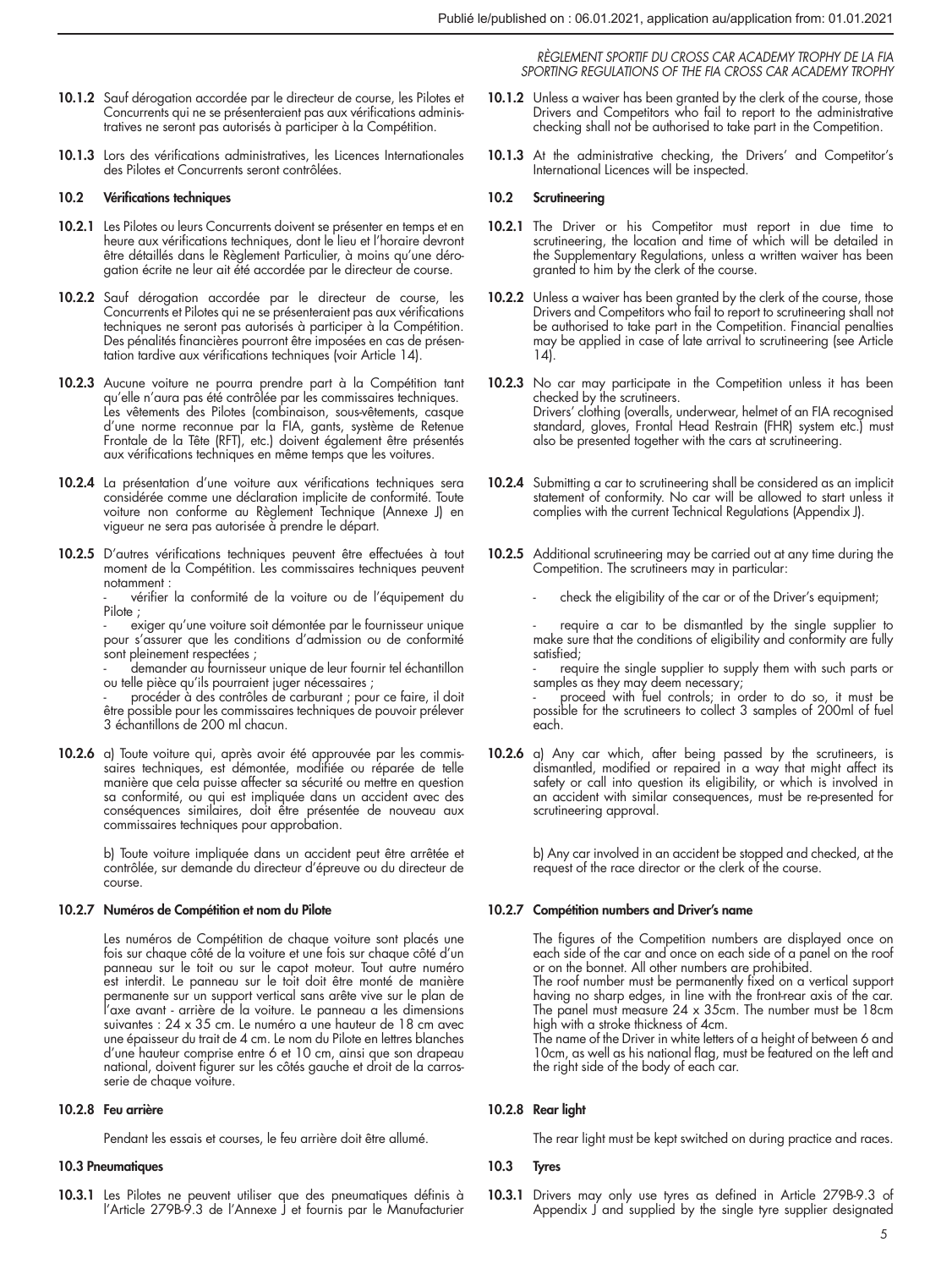**10.1.2** Sauf dérogation accordée par le directeur de course, les Pilotes et Concurrents qui ne se présenteraient pas aux vérifications administratives ne seront pas autorisés à participer à la Compétition.

**10.1.3** Lors des vérifications administratives, les Licences Internationales des Pilotes et Concurrents seront contrôlées.

### 10.2 Vérifications techniques

**10.2.1** Les Pilotes ou leurs Concurrents doivent se présenter en temps et en heure aux vérifications techniques, dont le lieu et l'horaire devront être détaillés dans le Règlement Particulier, à moins qu'une dérogation écrite ne leur ait été accordée par le directeur de course.

**10.2.2** Sauf dérogation accordée par le directeur de course, les Concurrents et Pilotes qui ne se présenteraient pas aux vérifications techniques ne seront pas autorisés à participer à la Compétition. Des pénalités financières pourront être imposées en cas de présentation tardive aux vérifications techniques (voir Article 14).

**10.2.3** Aucune voiture ne pourra prendre part à la Compétition tant qu'elle n'aura pas été contrôlée par les commissaires techniques. Les vêtements des Pilotes (combinaison, sous-vêtements, casque d'une norme reconnue par la FIA, gants, système de Retenue Frontale de la Tête (RFT), etc.) doivent également être présentés aux vérifications techniques en même temps que les voitures.

**10.2.4** La présentation d'une voiture aux vérifications techniques sera considérée comme une déclaration implicite de conformité. Toute voiture non conforme au Règlement Technique (Annexe J) en vigueur ne sera pas autorisée à prendre le départ.

**10.2.5** D'autres vérifications techniques peuvent être effectuées à tout moment de la Compétition. Les commissaires techniques peuvent notamment :

- vérifier la conformité de la voiture ou de l'équipement du Pilote ;
- exiger qu'une voiture soit démontée par le fournisseur unique pour s'assurer que les conditions d'admission ou de conformité sont pleinement respectées ;
- demander au fournisseur unique de leur fournir tel échantillon ou telle pièce qu'ils pourraient juger nécessaires ;
- procéder à des contrôles de carburant ; pour ce faire, il doit être possible pour les commissaires techniques de pouvoir prélever 3 échantillons de 200 ml chacun.

**10.2.6** a) Toute voiture qui, après avoir été approuvée par les commissaires techniques, est démontée, modifiée ou réparée de telle manière que cela puisse affecter sa sécurité ou mettre en question sa conformité, ou qui est impliquée dans un accident avec des conséquences similaires, doit être présentée de nouveau aux commissaires techniques pour approbation.

b) Toute voiture impliquée dans un accident peut être arrêtée et contrôlée, sur demande du directeur d'épreuve ou du directeur de course.

#### 10.2.7 Numéros de Compétition et nom du Pilote

Les numéros de Compétition de chaque voiture sont placés une fois sur chaque côté de la voiture et une fois sur chaque côté d'un panneau sur le toit ou sur le capot moteur. Tout autre numéro est interdit. Le panneau sur le toit doit être monté de manière permanente sur un support vertical sans arête vive sur le plan de l'axe avant - arrière de la voiture. Le panneau a les dimensions suivantes : 24 x 35 cm. Le numéro a une hauteur de 18 cm avec une épaisseur du trait de 4 cm. Le nom du Pilote en lettres blanches d'une hauteur comprise entre 6 et 10 cm, ainsi que son drapeau national, doivent figurer sur les côtés gauche et droit de la carrosserie de chaque voiture.

#### 10.2.8 Feu arrière

Pendant les essais et courses, le feu arrière doit être allumé.

### 10.3 Pneumatiques

**10.3.1** Les Pilotes ne peuvent utiliser que des pneumatiques définis à l'Article 279B-9.3 de l'Annexe J et fournis par le Manufacturier

---

**10.1.2** Unless a waiver has been granted by the clerk of the course, those Drivers and Competitors who fail to report to the administrative checking shall not be authorised to take part in the Competition.

**10.1.3** At the administrative checking, the Drivers' and Competitor's International Licences will be inspected.

### 10.2 Scrutineering

**10.2.1** The Driver or his Competitor must report in due time to scrutineering, the location and time of which will be detailed in the Supplementary Regulations, unless a written waiver has been granted to him by the clerk of the course.

**10.2.2** Unless a waiver has been granted by the clerk of the course, those Drivers and Competitors who fail to report to scrutineering shall not be authorised to take part in the Competition. Financial penalties may be applied in case of late arrival to scrutineering (see Article 14).

**10.2.3** No car may participate in the Competition unless it has been checked by the scrutineers.
Drivers' clothing (overalls, underwear, helmet of an FIA recognised standard, gloves, Frontal Head Restrain (FHR) system etc.) must also be presented together with the cars at scrutineering.

**10.2.4** Submitting a car to scrutineering shall be considered as an implicit statement of conformity. No car will be allowed to start unless it complies with the current Technical Regulations (Appendix J).

**10.2.5** Additional scrutineering may be carried out at any time during the Competition. The scrutineers may in particular:

- check the eligibility of the car or of the Driver's equipment;
- require a car to be dismantled by the single supplier to make sure that the conditions of eligibility and conformity are fully satisfied;
- require the single supplier to supply them with such parts or samples as they may deem necessary;
- proceed with fuel controls; in order to do so, it must be possible for the scrutineers to collect 3 samples of 200ml of fuel each.

**10.2.6** a) Any car which, after being passed by the scrutineers, is dismantled, modified or repaired in a way that might affect its safety or call into question its eligibility, or which is involved in an accident with similar consequences, must be re-presented for scrutineering approval.

b) Any car involved in an accident be stopped and checked, at the request of the race director or the clerk of the course.

#### 10.2.7 Compétition numbers and Driver's name

The figures of the Competition numbers are displayed once on each side of the car and once on each side of a panel on the roof or on the bonnet. All other numbers are prohibited.
The roof number must be permanently fixed on a vertical support having no sharp edges, in line with the front-rear axis of the car. The panel must measure 24 x 35cm. The number must be 18cm high with a stroke thickness of 4cm.
The name of the Driver in white letters of a height of between 6 and 10cm, as well as his national flag, must be featured on the left and the right side of the body of each car.

#### 10.2.8 Rear light

The rear light must be kept switched on during practice and races.

### 10.3 Tyres

**10.3.1** Drivers may only use tyres as defined in Article 279B-9.3 of Appendix J and supplied by the single tyre supplier designated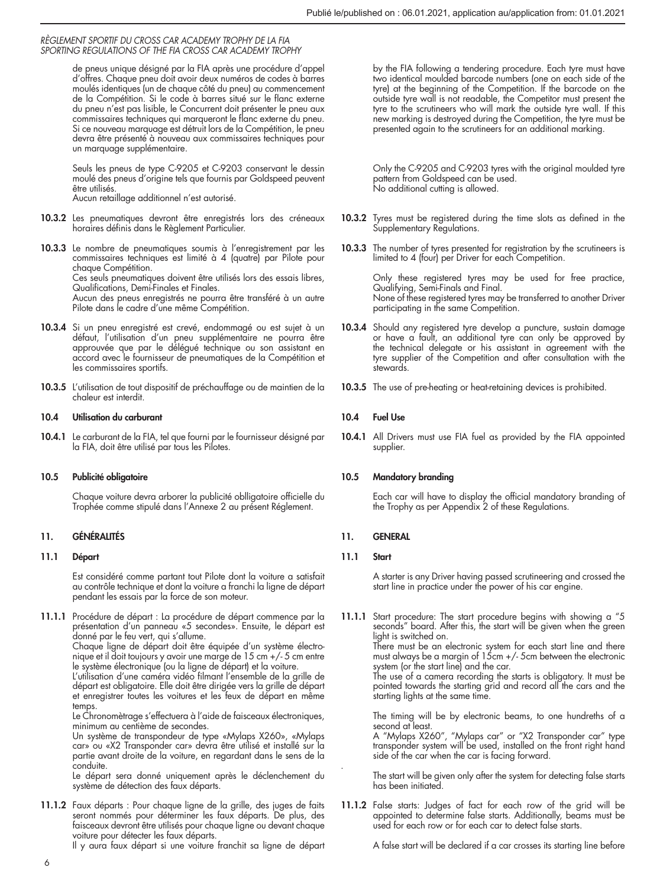de pneus unique désigné par la FIA après une procédure d'appel d'offres. Chaque pneu doit avoir deux numéros de codes à barres moulés identiques (un de chaque côté du pneu) au commencement de la Compétition. Si le code à barres situé sur le flanc externe du pneu n'est pas lisible, le Concurrent doit présenter le pneu aux commissaires techniques qui marqueront le flanc externe du pneu. Si ce nouveau marquage est détruit lors de la Compétition, le pneu devra être présenté à nouveau aux commissaires techniques pour un marquage supplémentaire.

Seuls les pneus de type C-9205 et C-9203 conservant le dessin moulé des pneus d'origine tels que fournis par Goldspeed peuvent être utilisés.
Aucun retaillage additionnel n'est autorisé.

**10.3.2** Les pneumatiques devront être enregistrés lors des créneaux horaires définis dans le Règlement Particulier.

**10.3.3** Le nombre de pneumatiques soumis à l'enregistrement par les commissaires techniques est limité à 4 (quatre) par Pilote pour chaque Compétition.
Ces seuls pneumatiques doivent être utilisés lors des essais libres, Qualifications, Demi-Finales et Finales.
Aucun des pneus enregistrés ne pourra être transféré à un autre Pilote dans le cadre d'une même Compétition.

**10.3.4** Si un pneu enregistré est crevé, endommagé ou est sujet à un défaut, l'utilisation d'un pneu supplémentaire ne pourra être approuvée que par le délégué technique ou son assistant en accord avec le fournisseur de pneumatiques de la Compétition et les commissaires sportifs.

**10.3.5** L'utilisation de tout dispositif de préchauffage ou de maintien de la chaleur est interdit.

### 10.4 Utilisation du carburant

**10.4.1** Le carburant de la FIA, tel que fourni par le fournisseur désigné par la FIA, doit être utilisé par tous les Pilotes.

### 10.5 Publicité obligatoire

Chaque voiture devra arborer la publicité oblligatoire officielle du Trophée comme stipulé dans l'Annexe 2 au présent Règlement.

## 11. GÉNÉRALITÉS

### 11.1 Départ

Est considéré comme partant tout Pilote dont la voiture a satisfait au contrôle technique et dont la voiture a franchi la ligne de départ pendant les essais par la force de son moteur.

**11.1.1** Procédure de départ : La procédure de départ commence par la présentation d'un panneau «5 secondes». Ensuite, le départ est donné par le feu vert, qui s'allume.
Chaque ligne de départ doit être équipée d'un système électronique et il doit toujours y avoir une marge de 15 cm +/- 5 cm entre le système électronique (ou la ligne de départ) et la voiture.
L'utilisation d'une caméra vidéo filmant l'ensemble de la grille de départ est obligatoire. Elle doit être dirigée vers la grille de départ et enregistrer toutes les voitures et les feux de départ en même temps.
Le Chronométrage s'effectuera à l'aide de faisceaux électroniques, minimum au centième de secondes.
Un système de transpondeur de type «Mylaps X260», «Mylaps car» ou «X2 Transponder car» devra être utilisé et installé sur la partie avant droite de la voiture, en regardant dans le sens de la conduite.
Le départ sera donné uniquement après le déclenchement du système de détection des faux départs.

**11.1.2** Faux départs : Pour chaque ligne de la grille, des juges de faits seront nommés pour déterminer les faux départs. De plus, des faisceaux devront être utilisés pour chaque ligne ou devant chaque voiture pour détecter les faux départs.
Il y aura faux départ si une voiture franchit sa ligne de départ

by the FIA following a tendering procedure. Each tyre must have two identical moulded barcode numbers (one on each side of the tyre) at the beginning of the Competition. If the barcode on the outside tyre wall is not readable, the Competitor must present the tyre to the scrutineers who will mark the outside tyre wall. If this new marking is destroyed during the Competition, the tyre must be presented again to the scrutineers for an additional marking.

Only the C-9205 and C-9203 tyres with the original moulded tyre pattern from Goldspeed can be used.
No additional cutting is allowed.

**10.3.2** Tyres must be registered during the time slots as defined in the Supplementary Regulations.

**10.3.3** The number of tyres presented for registration by the scrutineers is limited to 4 (four) per Driver for each Competition.

Only these registered tyres may be used for free practice, Qualifying, Semi-Finals and Final.
None of these registered tyres may be transferred to another Driver participating in the same Competition.

**10.3.4** Should any registered tyre develop a puncture, sustain damage or have a fault, an additional tyre can only be approved by the technical delegate or his assistant in agreement with the tyre supplier of the Competition and after consultation with the stewards.

**10.3.5** The use of pre-heating or heat-retaining devices is prohibited.

### 10.4 Fuel Use

**10.4.1** All Drivers must use FIA fuel as provided by the FIA appointed supplier.

### 10.5 Mandatory branding

Each car will have to display the official mandatory branding of the Trophy as per Appendix 2 of these Regulations.

## 11. GENERAL

### 11.1 Start

A starter is any Driver having passed scrutineering and crossed the start line in practice under the power of his car engine.

**11.1.1** Start procedure: The start procedure begins with showing a "5 seconds" board. After this, the start will be given when the green light is switched on.
There must be an electronic system for each start line and there must always be a margin of 15cm +/- 5cm between the electronic system (or the start line) and the car.
The use of a camera recording the starts is obligatory. It must be pointed towards the starting grid and record all the cars and the starting lights at the same time.

The timing will be by electronic beams, to one hundredths of a second at least.
A "Mylaps X260", "Mylaps car" or "X2 Transponder car" type transponder system will be used, installed on the front right hand side of the car when the car is facing forward.

The start will be given only after the system for detecting false starts has been initiated.

**11.1.2** False starts: Judges of fact for each row of the grid will be appointed to determine false starts. Additionally, beams must be used for each row or for each car to detect false starts.

A false start will be declared if a car crosses its starting line before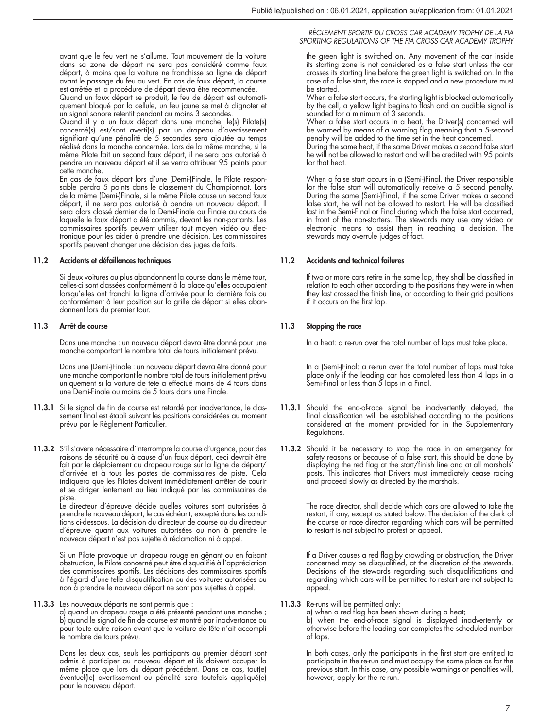avant que le feu vert ne s'allume. Tout mouvement de la voiture dans sa zone de départ ne sera pas considéré comme faux départ, à moins que la voiture ne franchisse sa ligne de départ avant le passage du feu au vert. En cas de faux départ, la course est arrêtée et la procédure de départ devra être recommencée.

Quand un faux départ se produit, le feu de départ est automatiquement bloqué par la cellule, un feu jaune se met à clignoter et un signal sonore retentit pendant au moins 3 secondes.

Quand il y a un faux départ dans une manche, le(s) Pilote(s) concerné(s) est/sont averti(s) par un drapeau d'avertissement signifiant qu'une pénalité de 5 secondes sera ajoutée au temps réalisé dans la manche concernée. Lors de la même manche, si le même Pilote fait un second faux départ, il ne sera pas autorisé à pendre un nouveau départ et il se verra attribuer 95 points pour cette manche.

En cas de faux départ lors d'une (Demi-)Finale, le Pilote responsable perdra 5 points dans le classement du Championnat. Lors de la même (Demi-)Finale, si le même Pilote cause un second faux départ, il ne sera pas autorisé à pendre un nouveau départ. Il sera alors classé dernier de la Demi-Finale ou Finale au cours de laquelle le faux départ a été commis, devant les non-partants. Les commissaires sportifs peuvent utiliser tout moyen vidéo ou électronique pour les aider à prendre une décision. Les commissaires sportifs peuvent changer une décision des juges de faits.

### 11.2 Accidents et défaillances techniques

Si deux voitures ou plus abandonnent la course dans le même tour, celles-ci sont classées conformément à la place qu'elles occupaient lorsqu'elles ont franchi la ligne d'arrivée pour la dernière fois ou conformément à leur position sur la grille de départ si elles abandonnent lors du premier tour.

### 11.3 Arrêt de course

Dans une manche : un nouveau départ devra être donné pour une manche comportant le nombre total de tours initialement prévu.

Dans une (Demi-)Finale : un nouveau départ devra être donné pour une manche comportant le nombre total de tours initialement prévu uniquement si la voiture de tête a effectué moins de 4 tours dans une Demi-Finale ou moins de 5 tours dans une Finale.

**11.3.1** Si le signal de fin de course est retardé par inadvertance, le classement final est établi suivant les positions considérées au moment prévu par le Règlement Particulier.

**11.3.2** S'il s'avère nécessaire d'interrompre la course d'urgence, pour des raisons de sécurité ou à cause d'un faux départ, ceci devrait être fait par le déploiement du drapeau rouge sur la ligne de départ/d'arrivée et à tous les postes de commissaires de piste. Cela indiquera que les Pilotes doivent immédiatement arrêter de courir et se diriger lentement au lieu indiqué par les commissaires de piste.

Le directeur d'épreuve décide quelles voitures sont autorisées à prendre le nouveau départ, le cas échéant, excepté dans les conditions ci-dessous. La décision du directeur de course ou du directeur d'épreuve quant aux voitures autorisées ou non à prendre le nouveau départ n'est pas sujette à réclamation ni à appel.

Si un Pilote provoque un drapeau rouge en gênant ou en faisant obstruction, le Pilote concerné peut être disqualifié à l'appréciation des commissaires sportifs. Les décisions des commissaires sportifs à l'égard d'une telle disqualification ou des voitures autorisées ou non à prendre le nouveau départ ne sont pas sujettes à appel.

**11.3.3** Les nouveaux départs ne sont permis que :
a) quand un drapeau rouge a été présenté pendant une manche ;
b) quand le signal de fin de course est montré par inadvertance ou pour toute autre raison avant que la voiture de tête n'ait accompli le nombre de tours prévu.

Dans les deux cas, seuls les participants au premier départ sont admis à participer au nouveau départ et ils doivent occuper la même place que lors du départ précédent. Dans ce cas, tout(e) éventuel(le) avertissement ou pénalité sera toutefois appliqué(e) pour le nouveau départ.

---

the green light is switched on. Any movement of the car inside its starting zone is not considered as a false start unless the car crosses its starting line before the green light is switched on. In the case of a false start, the race is stopped and a new procedure must be started.

When a false start occurs, the starting light is blocked automatically by the cell, a yellow light begins to flash and an audible signal is sounded for a minimum of 3 seconds.

When a false start occurs in a heat, the Driver(s) concerned will be warned by means of a warning flag meaning that a 5-second penalty will be added to the time set in the heat concerned.

During the same heat, if the same Driver makes a second false start he will not be allowed to restart and will be credited with 95 points for that heat.

When a false start occurs in a (Semi-)Final, the Driver responsible for the false start will automatically receive a 5 second penalty. During the same (Semi-)Final, if the same Driver makes a second false start, he will not be allowed to restart. He will be classified last in the Semi-Final or Final during which the false start occurred, in front of the non-starters. The stewards may use any video or electronic means to assist them in reaching a decision. The stewards may overrule judges of fact.

### 11.2 Accidents and technical failures

If two or more cars retire in the same lap, they shall be classified in relation to each other according to the positions they were in when they last crossed the finish line, or according to their grid positions if it occurs on the first lap.

### 11.3 Stopping the race

In a heat: a re-run over the total number of laps must take place.

In a (Semi-)Final: a re-run over the total number of laps must take place only if the leading car has completed less than 4 laps in a Semi-Final or less than 5 laps in a Final.

**11.3.1** Should the end-of-race signal be inadvertently delayed, the final classification will be established according to the positions considered at the moment provided for in the Supplementary Regulations.

**11.3.2** Should it be necessary to stop the race in an emergency for safety reasons or because of a false start, this should be done by displaying the red flag at the start/finish line and at all marshals' posts. This indicates that Drivers must immediately cease racing and proceed slowly as directed by the marshals.

The race director, shall decide which cars are allowed to take the restart, if any, except as stated below. The decision of the clerk of the course or race director regarding which cars will be permitted to restart is not subject to protest or appeal.

If a Driver causes a red flag by crowding or obstruction, the Driver concerned may be disqualified, at the discretion of the stewards. Decisions of the stewards regarding such disqualifications and regarding which cars will be permitted to restart are not subject to appeal.

**11.3.3** Re-runs will be permitted only:
a) when a red flag has been shown during a heat;
b) when the end-of-race signal is displayed inadvertently or otherwise before the leading car completes the scheduled number of laps.

In both cases, only the participants in the first start are entitled to participate in the re-run and must occupy the same place as for the previous start. In this case, any possible warnings or penalties will, however, apply for the re-run.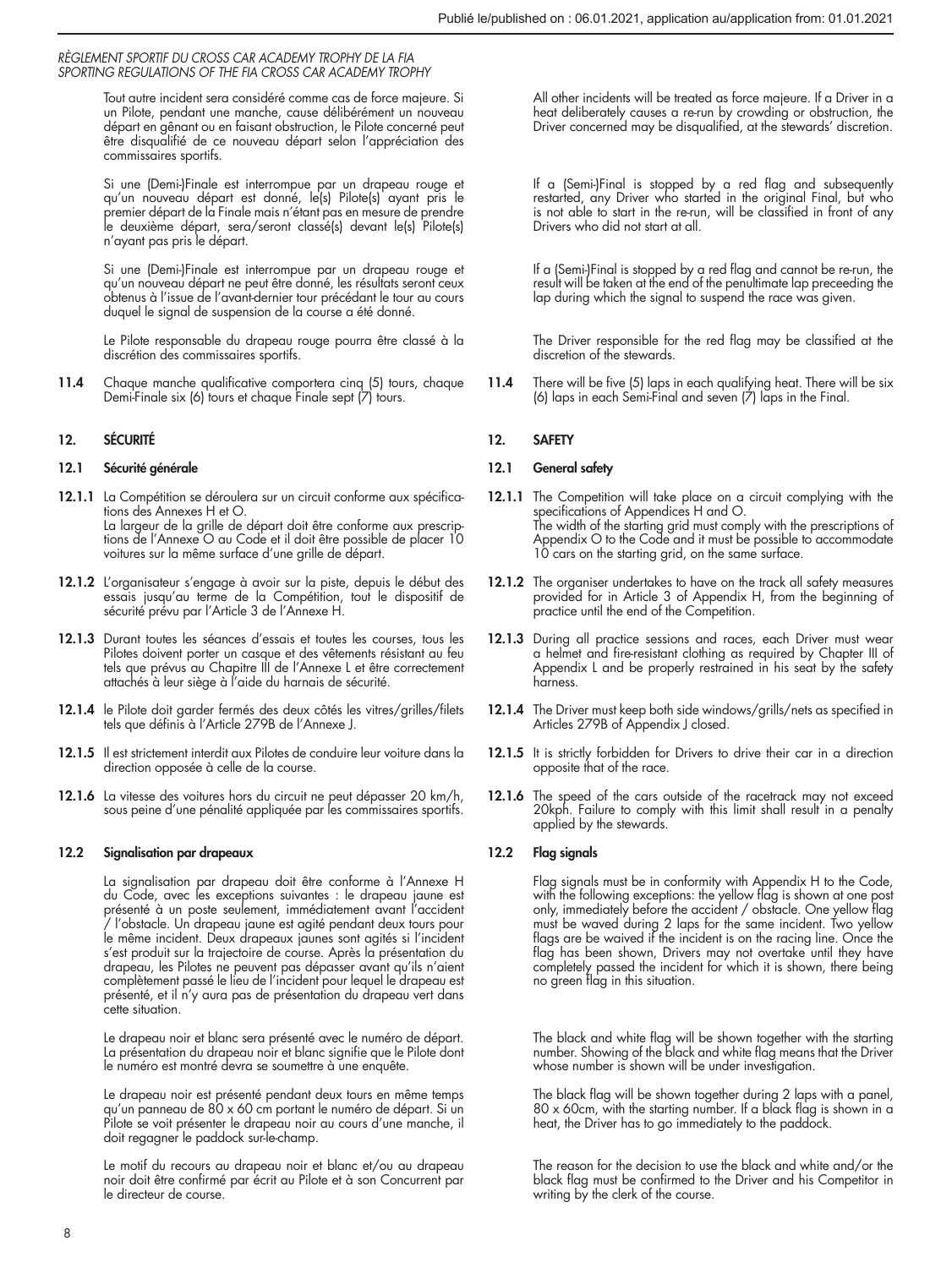Tout autre incident sera considéré comme cas de force majeure. Si un Pilote, pendant une manche, cause délibérément un nouveau départ en gênant ou en faisant obstruction, le Pilote concerné peut être disqualifié de ce nouveau départ selon l'appréciation des commissaires sportifs.

All other incidents will be treated as force majeure. If a Driver in a heat deliberately causes a re-run by crowding or obstruction, the Driver concerned may be disqualified, at the stewards' discretion.

Si une (Demi-)Finale est interrompue par un drapeau rouge et qu'un nouveau départ est donné, le(s) Pilote(s) ayant pris le premier départ de la Finale mais n'étant pas en mesure de prendre le deuxième départ, sera/seront classé(s) devant le(s) Pilote(s) n'ayant pas pris le départ.

If a (Semi-)Final is stopped by a red flag and subsequently restarted, any Driver who started in the original Final, but who is not able to start in the re-run, will be classified in front of any Drivers who did not start at all.

Si une (Demi-)Finale est interrompue par un drapeau rouge et qu'un nouveau départ ne peut être donné, les résultats seront ceux obtenus à l'issue de l'avant-dernier tour précédant le tour au cours duquel le signal de suspension de la course a été donné.

If a (Semi-)Final is stopped by a red flag and cannot be re-run, the result will be taken at the end of the penultimate lap preceeding the lap during which the signal to suspend the race was given.

Le Pilote responsable du drapeau rouge pourra être classé à la discrétion des commissaires sportifs.

The Driver responsible for the red flag may be classified at the discretion of the stewards.

**11.4** Chaque manche qualificative comportera cinq (5) tours, chaque Demi-Finale six (6) tours et chaque Finale sept (7) tours.

**11.4** There will be five (5) laps in each qualifying heat. There will be six (6) laps in each Semi-Final and seven (7) laps in the Final.

## 12. SÉCURITÉ / 12. SAFETY

### 12.1 Sécurité générale / 12.1 General safety

**12.1.1** La Compétition se déroulera sur un circuit conforme aux spécifications des Annexes H et O.
La largeur de la grille de départ doit être conforme aux prescriptions de l'Annexe O au Code et il doit être possible de placer 10 voitures sur la même surface d'une grille de départ.

**12.1.1** The Competition will take place on a circuit complying with the specifications of Appendices H and O.
The width of the starting grid must comply with the prescriptions of Appendix O to the Code and it must be possible to accommodate 10 cars on the starting grid, on the same surface.

**12.1.2** L'organisateur s'engage à avoir sur la piste, depuis le début des essais jusqu'au terme de la Compétition, tout le dispositif de sécurité prévu par l'Article 3 de l'Annexe H.

**12.1.2** The organiser undertakes to have on the track all safety measures provided for in Article 3 of Appendix H, from the beginning of practice until the end of the Competition.

**12.1.3** Durant toutes les séances d'essais et toutes les courses, tous les Pilotes doivent porter un casque et des vêtements résistant au feu tels que prévus au Chapitre III de l'Annexe L et être correctement attachés à leur siège à l'aide du harnais de sécurité.

**12.1.3** During all practice sessions and races, each Driver must wear a helmet and fire-resistant clothing as required by Chapter III of Appendix L and be properly restrained in his seat by the safety harness.

**12.1.4** le Pilote doit garder fermés des deux côtés les vitres/grilles/filets tels que définis à l'Article 279B de l'Annexe J.

**12.1.4** The Driver must keep both side windows/grills/nets as specified in Articles 279B of Appendix J closed.

**12.1.5** Il est strictement interdit aux Pilotes de conduire leur voiture dans la direction opposée à celle de la course.

**12.1.5** It is strictly forbidden for Drivers to drive their car in a direction opposite that of the race.

**12.1.6** La vitesse des voitures hors du circuit ne peut dépasser 20 km/h, sous peine d'une pénalité appliquée par les commissaires sportifs.

**12.1.6** The speed of the cars outside of the racetrack may not exceed 20kph. Failure to comply with this limit shall result in a penalty applied by the stewards.

### 12.2 Signalisation par drapeaux / 12.2 Flag signals

La signalisation par drapeau doit être conforme à l'Annexe H du Code, avec les exceptions suivantes : le drapeau jaune est présenté à un poste seulement, immédiatement avant l'accident / l'obstacle. Un drapeau jaune est agité pendant deux tours pour le même incident. Deux drapeaux jaunes sont agités si l'incident s'est produit sur la trajectoire de course. Après la présentation du drapeau, les Pilotes ne peuvent pas dépasser avant qu'ils n'aient complètement passé le lieu de l'incident pour lequel le drapeau est présenté, et il n'y aura pas de présentation du drapeau vert dans cette situation.

Flag signals must be in conformity with Appendix H to the Code, with the following exceptions: the yellow flag is shown at one post only, immediately before the accident / obstacle. One yellow flag must be waved during 2 laps for the same incident. Two yellow flags are be waived if the incident is on the racing line. Once the flag has been shown, Drivers may not overtake until they have completely passed the incident for which it is shown, there being no green flag in this situation.

Le drapeau noir et blanc sera présenté avec le numéro de départ. La présentation du drapeau noir et blanc signifie que le Pilote dont le numéro est montré devra se soumettre à une enquête.

The black and white flag will be shown together with the starting number. Showing of the black and white flag means that the Driver whose number is shown will be under investigation.

Le drapeau noir est présenté pendant deux tours en même temps qu'un panneau de 80 x 60 cm portant le numéro de départ. Si un Pilote se voit présenter le drapeau noir au cours d'une manche, il doit regagner le paddock sur-le-champ.

The black flag will be shown together during 2 laps with a panel, 80 x 60cm, with the starting number. If a black flag is shown in a heat, the Driver has to go immediately to the paddock.

Le motif du recours au drapeau noir et blanc et/ou au drapeau noir doit être confirmé par écrit au Pilote et à son Concurrent par le directeur de course.

The reason for the decision to use the black and white and/or the black flag must be confirmed to the Driver and his Competitor in writing by the clerk of the course.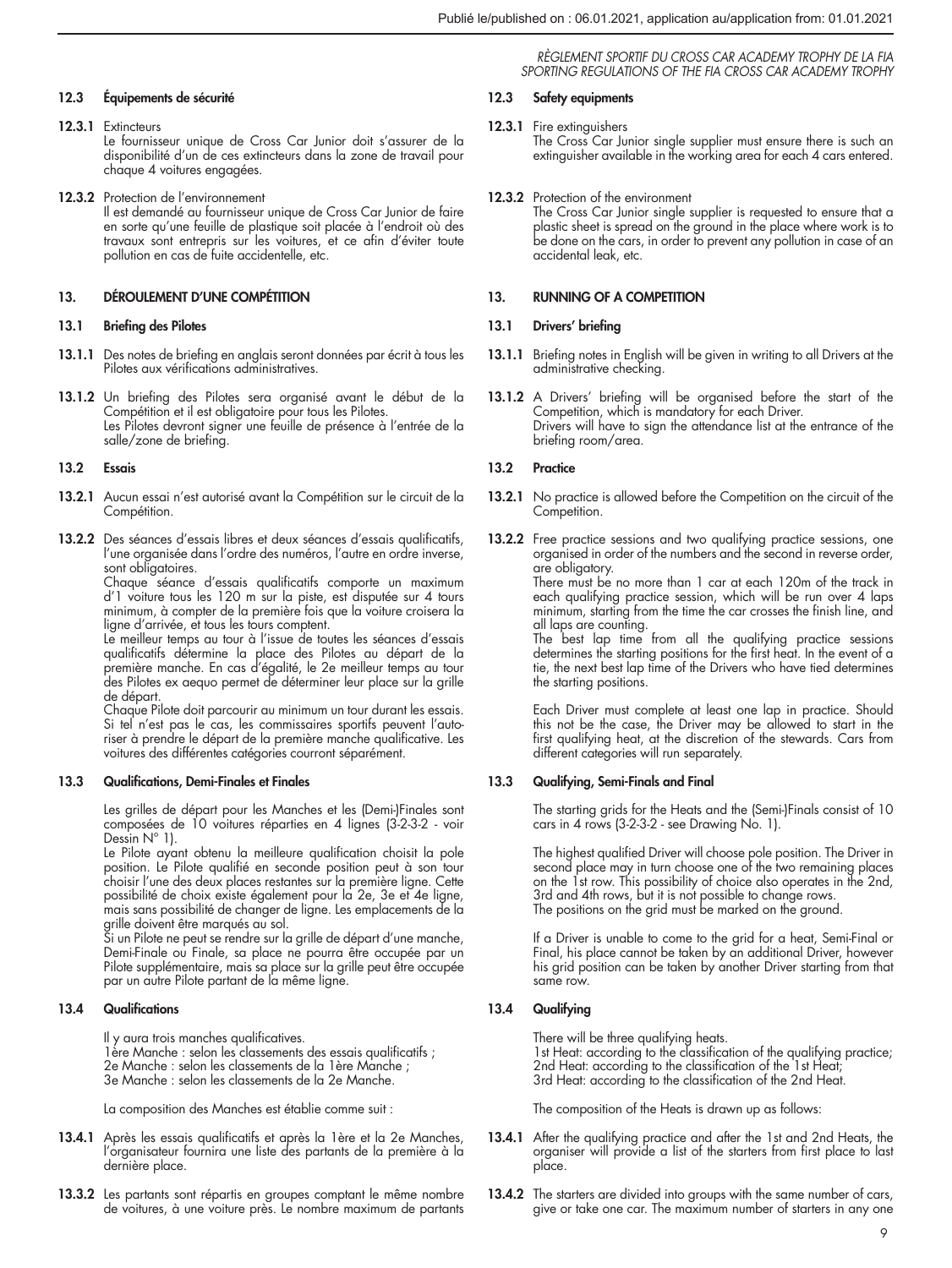## 12.3 Équipements de sécurité

**12.3.1** Extincteurs
Le fournisseur unique de Cross Car Junior doit s'assurer de la disponibilité d'un de ces extincteurs dans la zone de travail pour chaque 4 voitures engagées.

**12.3.2** Protection de l'environnement
Il est demandé au fournisseur unique de Cross Car Junior de faire en sorte qu'une feuille de plastique soit placée à l'endroit où des travaux sont entrepris sur les voitures, et ce afin d'éviter toute pollution en cas de fuite accidentelle, etc.

## 13. DÉROULEMENT D'UNE COMPÉTITION

### 13.1 Briefing des Pilotes

**13.1.1** Des notes de briefing en anglais seront données par écrit à tous les Pilotes aux vérifications administratives.

**13.1.2** Un briefing des Pilotes sera organisé avant le début de la Compétition et il est obligatoire pour tous les Pilotes.
Les Pilotes devront signer une feuille de présence à l'entrée de la salle/zone de briefing.

### 13.2 Essais

**13.2.1** Aucun essai n'est autorisé avant la Compétition sur le circuit de la Compétition.

**13.2.2** Des séances d'essais libres et deux séances d'essais qualificatifs, l'une organisée dans l'ordre des numéros, l'autre en ordre inverse, sont obligatoires.
Chaque séance d'essais qualificatifs comporte un maximum d'1 voiture tous les 120 m sur la piste, est disputée sur 4 tours minimum, à compter de la première fois que la voiture croisera la ligne d'arrivée, et tous les tours comptent.
Le meilleur temps au tour à l'issue de toutes les séances d'essais qualificatifs détermine la place des Pilotes au départ de la première manche. En cas d'égalité, le 2e meilleur temps au tour des Pilotes ex aequo permet de déterminer leur place sur la grille de départ.
Chaque Pilote doit parcourir au minimum un tour durant les essais. Si tel n'est pas le cas, les commissaires sportifs peuvent l'autoriser à prendre le départ de la première manche qualificative. Les voitures des différentes catégories courront séparément.

### 13.3 Qualifications, Demi-Finales et Finales

Les grilles de départ pour les Manches et les (Demi-)Finales sont composées de 10 voitures réparties en 4 lignes (3-2-3-2 - voir Dessin N° 1).
Le Pilote ayant obtenu la meilleure qualification choisit la pole position. Le Pilote qualifié en seconde position peut à son tour choisir l'une des deux places restantes sur la première ligne. Cette possibilité de choix existe également pour la 2e, 3e et 4e ligne, mais sans possibilité de changer de ligne. Les emplacements de la grille doivent être marqués au sol.
Si un Pilote ne peut se rendre sur la grille de départ d'une manche, Demi-Finale ou Finale, sa place ne pourra être occupée par un Pilote supplémentaire, mais sa place sur la grille peut être occupée par un autre Pilote partant de la même ligne.

### 13.4 Qualifications

Il y aura trois manches qualificatives.
1ère Manche : selon les classements des essais qualificatifs ;
2e Manche : selon les classements de la 1ère Manche ;
3e Manche : selon les classements de la 2e Manche.

La composition des Manches est établie comme suit :

**13.4.1** Après les essais qualificatifs et après la 1ère et la 2e Manches, l'organisateur fournira une liste des partants de la première à la dernière place.

**13.3.2** Les partants sont répartis en groupes comptant le même nombre de voitures, à une voiture près. Le nombre maximum de partants

## 12.3 Safety equipments

**12.3.1** Fire extinguishers
The Cross Car Junior single supplier must ensure there is such an extinguisher available in the working area for each 4 cars entered.

**12.3.2** Protection of the environment
The Cross Car Junior single supplier is requested to ensure that a plastic sheet is spread on the ground in the place where work is to be done on the cars, in order to prevent any pollution in case of an accidental leak, etc.

## 13. RUNNING OF A COMPETITION

### 13.1 Drivers' briefing

**13.1.1** Briefing notes in English will be given in writing to all Drivers at the administrative checking.

**13.1.2** A Drivers' briefing will be organised before the start of the Competition, which is mandatory for each Driver.
Drivers will have to sign the attendance list at the entrance of the briefing room/area.

### 13.2 Practice

**13.2.1** No practice is allowed before the Competition on the circuit of the Competition.

**13.2.2** Free practice sessions and two qualifying practice sessions, one organised in order of the numbers and the second in reverse order, are obligatory.
There must be no more than 1 car at each 120m of the track in each qualifying practice session, which will be run over 4 laps minimum, starting from the time the car crosses the finish line, and all laps are counting.
The best lap time from all the qualifying practice sessions determines the starting positions for the first heat. In the event of a tie, the next best lap time of the Drivers who have tied determines the starting positions.

Each Driver must complete at least one lap in practice. Should this not be the case, the Driver may be allowed to start in the first qualifying heat, at the discretion of the stewards. Cars from different categories will run separately.

### 13.3 Qualifying, Semi-Finals and Final

The starting grids for the Heats and the (Semi-)Finals consist of 10 cars in 4 rows (3-2-3-2 - see Drawing No. 1).

The highest qualified Driver will choose pole position. The Driver in second place may in turn choose one of the two remaining places on the 1st row. This possibility of choice also operates in the 2nd, 3rd and 4th rows, but it is not possible to change rows.
The positions on the grid must be marked on the ground.

If a Driver is unable to come to the grid for a heat, Semi-Final or Final, his place cannot be taken by an additional Driver, however his grid position can be taken by another Driver starting from that same row.

### 13.4 Qualifying

There will be three qualifying heats.
1st Heat: according to the classification of the qualifying practice;
2nd Heat: according to the classification of the 1st Heat;
3rd Heat: according to the classification of the 2nd Heat.

The composition of the Heats is drawn up as follows:

**13.4.1** After the qualifying practice and after the 1st and 2nd Heats, the organiser will provide a list of the starters from first place to last place.

**13.4.2** The starters are divided into groups with the same number of cars, give or take one car. The maximum number of starters in any one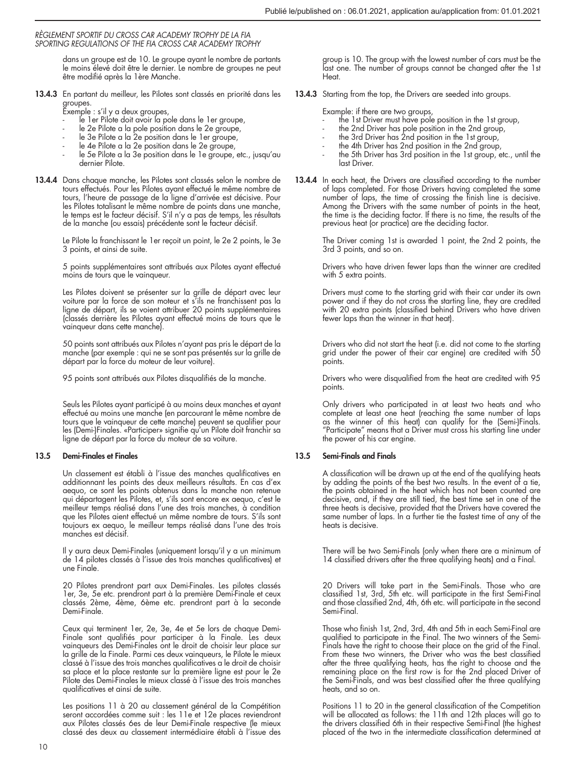dans un groupe est de 10. Le groupe ayant le nombre de partants le moins élevé doit être le dernier. Le nombre de groupes ne peut être modifié après la 1ère Manche.

**13.4.3** En partant du meilleur, les Pilotes sont classés en priorité dans les groupes.

Exemple : s'il y a deux groupes,
- le 1er Pilote doit avoir la pole dans le 1er groupe,
- le 2e Pilote a la pole position dans le 2e groupe,
- le 3e Pilote a la 2e position dans le 1er groupe,
- le 4e Pilote a la 2e position dans le 2e groupe,
- le 5e Pilote a la 3e position dans le 1e groupe, etc., jusqu'au dernier Pilote.

**13.4.4** Dans chaque manche, les Pilotes sont classés selon le nombre de tours effectués. Pour les Pilotes ayant effectué le même nombre de tours, l'heure de passage de la ligne d'arrivée est décisive. Pour les Pilotes totalisant le même nombre de points dans une manche, le temps est le facteur décisif. S'il n'y a pas de temps, les résultats de la manche (ou essais) précédente sont le facteur décisif.

Le Pilote la franchissant le 1er reçoit un point, le 2e 2 points, le 3e 3 points, et ainsi de suite.

5 points supplémentaires sont attribués aux Pilotes ayant effectué moins de tours que le vainqueur.

Les Pilotes doivent se présenter sur la grille de départ avec leur voiture par la force de son moteur et s'ils ne franchissent pas la ligne de départ, ils se voient attribuer 20 points supplémentaires (classés derrière les Pilotes ayant effectué moins de tours que le vainqueur dans cette manche).

50 points sont attribués aux Pilotes n'ayant pas pris le départ de la manche (par exemple : qui ne se sont pas présentés sur la grille de départ par la force du moteur de leur voiture).

95 points sont attribués aux Pilotes disqualifiés de la manche.

Seuls les Pilotes ayant participé à au moins deux manches et ayant effectué au moins une manche (en parcourant le même nombre de tours que le vainqueur de cette manche) peuvent se qualifier pour les (Demi-)Finales. «Participer» signifie qu'un Pilote doit franchir sa ligne de départ par la force du moteur de sa voiture.

### 13.5 Demi-Finales et Finales

Un classement est établi à l'issue des manches qualificatives en additionnant les points des deux meilleurs résultats. En cas d'ex aequo, ce sont les points obtenus dans la manche non retenue qui départagent les Pilotes, et, s'ils sont encore ex aequo, c'est le meilleur temps réalisé dans l'une des trois manches, à condition que les Pilotes aient effectué un même nombre de tours. S'ils sont toujours ex aequo, le meilleur temps réalisé dans l'une des trois manches est décisif.

Il y aura deux Demi-Finales (uniquement lorsqu'il y a un minimum de 14 pilotes classés à l'issue des trois manches qualificatives) et une Finale.

20 Pilotes prendront part aux Demi-Finales. Les pilotes classés 1er, 3e, 5e etc. prendront part à la première Demi-Finale et ceux classés 2ème, 4ème, 6ème etc. prendront part à la seconde Demi-Finale.

Ceux qui terminent 1er, 2e, 3e, 4e et 5e lors de chaque Demi-Finale sont qualifiés pour participer à la Finale. Les deux vainqueurs des Demi-Finales ont le droit de choisir leur place sur la grille de la Finale. Parmi ces deux vainqueurs, le Pilote le mieux classé à l'issue des trois manches qualificatives a le droit de choisir sa place et la place restante sur la première ligne est pour le 2e Pilote des Demi-Finales le mieux classé à l'issue des trois manches qualificatives et ainsi de suite.

Les positions 11 à 20 au classement général de la Compétition seront accordées comme suit : les 11e et 12e places reviendront aux Pilotes classés 6es de leur Demi-Finale respective (le mieux classé des deux au classement intermédiaire établi à l'issue des

group is 10. The group with the lowest number of cars must be the last one. The number of groups cannot be changed after the 1st Heat.

**13.4.3** Starting from the top, the Drivers are seeded into groups.

Example: if there are two groups,
- the 1st Driver must have pole position in the 1st group,
- the 2nd Driver has pole position in the 2nd group,
- the 3rd Driver has 2nd position in the 1st group,
- the 4th Driver has 2nd position in the 2nd group,
- the 5th Driver has 3rd position in the 1st group, etc., until the last Driver.

**13.4.4** In each heat, the Drivers are classified according to the number of laps completed. For those Drivers having completed the same number of laps, the time of crossing the finish line is decisive. Among the Drivers with the same number of points in the heat, the time is the deciding factor. If there is no time, the results of the previous heat (or practice) are the deciding factor.

The Driver coming 1st is awarded 1 point, the 2nd 2 points, the 3rd 3 points, and so on.

Drivers who have driven fewer laps than the winner are credited with 5 extra points.

Drivers must come to the starting grid with their car under its own power and if they do not cross the starting line, they are credited with 20 extra points (classified behind Drivers who have driven fewer laps than the winner in that heat).

Drivers who did not start the heat (i.e. did not come to the starting grid under the power of their car engine) are credited with 50 points.

Drivers who were disqualified from the heat are credited with 95 points.

Only drivers who participated in at least two heats and who complete at least one heat (reaching the same number of laps as the winner of this heat) can qualify for the (Semi-)Finals. "Participate" means that a Driver must cross his starting line under the power of his car engine.

### 13.5 Semi-Finals and Finals

A classification will be drawn up at the end of the qualifying heats by adding the points of the best two results. In the event of a tie, the points obtained in the heat which has not been counted are decisive, and, if they are still tied, the best time set in one of the three heats is decisive, provided that the Drivers have covered the same number of laps. In a further tie the fastest time of any of the heats is decisive.

There will be two Semi-Finals (only when there are a minimum of 14 classified drivers after the three qualifying heats) and a Final.

20 Drivers will take part in the Semi-Finals. Those who are classified 1st, 3rd, 5th etc. will participate in the first Semi-Final and those classified 2nd, 4th, 6th etc. will participate in the second Semi-Final.

Those who finish 1st, 2nd, 3rd, 4th and 5th in each Semi-Final are qualified to participate in the Final. The two winners of the Semi-Finals have the right to choose their place on the grid of the Final. From these two winners, the Driver who was the best classified after the three qualifying heats, has the right to choose and the remaining place on the first row is for the 2nd placed Driver of the Semi-Finals, and was best classified after the three qualifying heats, and so on.

Positions 11 to 20 in the general classification of the Competition will be allocated as follows: the 11th and 12th places will go to the drivers classified 6th in their respective Semi-Final (the highest placed of the two in the intermediate classification determined at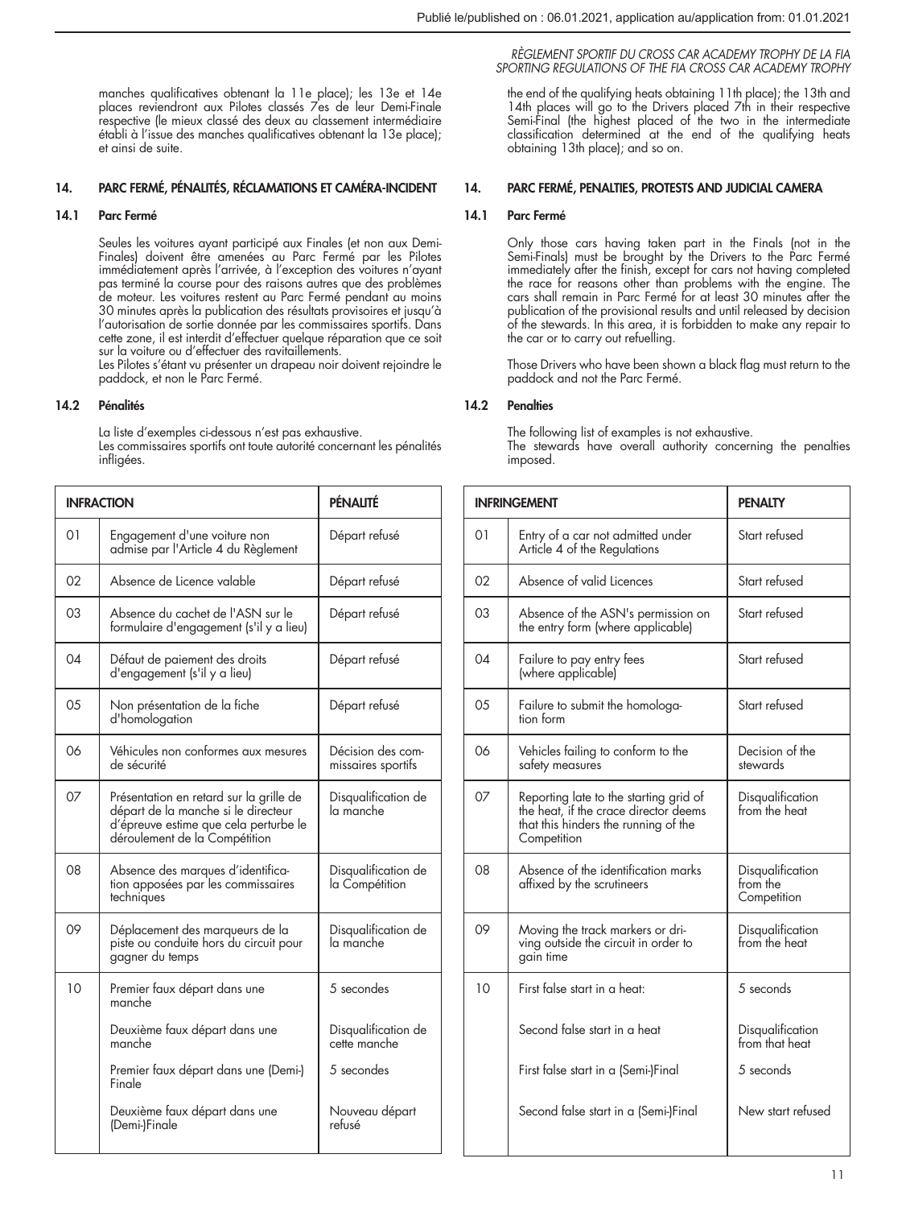manches qualificatives obtenant la 11e place); les 13e et 14e places reviendront aux Pilotes classés 7es de leur Demi-Finale respective (le mieux classé des deux au classement intermédiaire établi à l'issue des manches qualificatives obtenant la 13e place); et ainsi de suite.

## 14. PARC FERMÉ, PÉNALITÉS, RÉCLAMATIONS ET CAMÉRA-INCIDENT

### 14.1 Parc Fermé

Seules les voitures ayant participé aux Finales (et non aux Demi-Finales) doivent être amenées au Parc Fermé par les Pilotes immédiatement après l'arrivée, à l'exception des voitures n'ayant pas terminé la course pour des raisons autres que des problèmes de moteur. Les voitures restent au Parc Fermé pendant au moins 30 minutes après la publication des résultats provisoires et jusqu'à l'autorisation de sortie donnée par les commissaires sportifs. Dans cette zone, il est interdit d'effectuer quelque réparation que ce soit sur la voiture ou d'effectuer des ravitaillements.
Les Pilotes s'étant vu présenter un drapeau noir doivent rejoindre le paddock, et non le Parc Fermé.

### 14.2 Pénalités

La liste d'exemples ci-dessous n'est pas exhaustive.
Les commissaires sportifs ont toute autorité concernant les pénalités infligées.

| INFRACTION | | PÉNALITÉ |
|---|---|---|
| 01 | Engagement d'une voiture non admise par l'Article 4 du Règlement | Départ refusé |
| 02 | Absence de Licence valable | Départ refusé |
| 03 | Absence du cachet de l'ASN sur le formulaire d'engagement (s'il y a lieu) | Départ refusé |
| 04 | Défaut de paiement des droits d'engagement (s'il y a lieu) | Départ refusé |
| 05 | Non présentation de la fiche d'homologation | Départ refusé |
| 06 | Véhicules non conformes aux mesures de sécurité | Décision des commissaires sportifs |
| 07 | Présentation en retard sur la grille de départ de la manche si le directeur d'épreuve estime que cela perturbe le déroulement de la Compétition | Disqualification de la manche |
| 08 | Absence des marques d'identification apposées par les commissaires techniques | Disqualification de la Compétition |
| 09 | Déplacement des marqueurs de la piste ou conduite hors du circuit pour gagner du temps | Disqualification de la manche |
| 10 | Premier faux départ dans une manche | 5 secondes |
| | Deuxième faux départ dans une manche | Disqualification de cette manche |
| | Premier faux départ dans une (Demi-) Finale | 5 secondes |
| | Deuxième faux départ dans une (Demi-)Finale | Nouveau départ refusé |

the end of the qualifying heats obtaining 11th place); the 13th and 14th places will go to the Drivers placed 7th in their respective Semi-Final (the highest placed of the two in the intermediate classification determined at the end of the qualifying heats obtaining 13th place); and so on.

## 14. PARC FERMÉ, PENALTIES, PROTESTS AND JUDICIAL CAMERA

### 14.1 Parc Fermé

Only those cars having taken part in the Finals (not in the Semi-Finals) must be brought by the Drivers to the Parc Fermé immediately after the finish, except for cars not having completed the race for reasons other than problems with the engine. The cars shall remain in Parc Fermé for at least 30 minutes after the publication of the provisional results and until released by decision of the stewards. In this area, it is forbidden to make any repair to the car or to carry out refuelling.

Those Drivers who have been shown a black flag must return to the paddock and not the Parc Fermé.

### 14.2 Penalties

The following list of examples is not exhaustive.
The stewards have overall authority concerning the penalties imposed.

| INFRINGEMENT | | PENALTY |
|---|---|---|
| 01 | Entry of a car not admitted under Article 4 of the Regulations | Start refused |
| 02 | Absence of valid Licences | Start refused |
| 03 | Absence of the ASN's permission on the entry form (where applicable) | Start refused |
| 04 | Failure to pay entry fees (where applicable) | Start refused |
| 05 | Failure to submit the homologation form | Start refused |
| 06 | Vehicles failing to conform to the safety measures | Decision of the stewards |
| 07 | Reporting late to the starting grid of the heat, if the crace director deems that this hinders the running of the Competition | Disqualification from the heat |
| 08 | Absence of the identification marks affixed by the scrutineers | Disqualification from the Competition |
| 09 | Moving the track markers or driving outside the circuit in order to gain time | Disqualification from the heat |
| 10 | First false start in a heat: | 5 seconds |
| | Second false start in a heat | Disqualification from that heat |
| | First false start in a (Semi-)Final | 5 seconds |
| | Second false start in a (Semi-)Final | New start refused |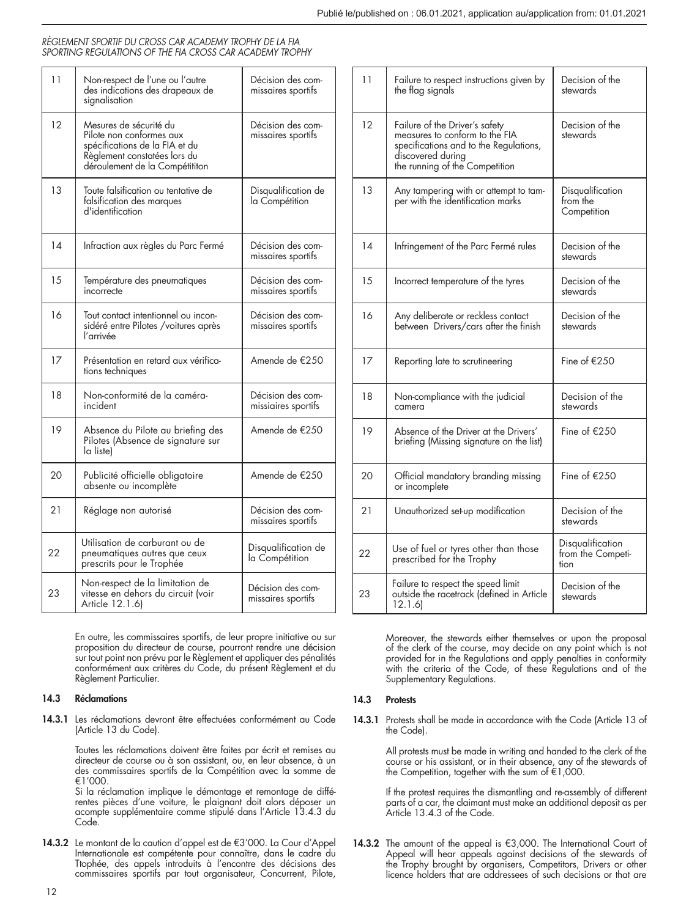| 11 | Non-respect de l'une ou l'autre des indications des drapeaux de signalisation | Décision des commissaires sportifs |
|---|---|---|
| 12 | Mesures de sécurité du Pilote non conformes aux spécifications de la FIA et du Règlement constatées lors du déroulement de la Compétititon | Décision des commissaires sportifs |
| 13 | Toute falsification ou tentative de falsification des marques d'identification | Disqualification de la Compétition |
| 14 | Infraction aux règles du Parc Fermé | Décision des commissaires sportifs |
| 15 | Température des pneumatiques incorrecte | Décision des commissaires sportifs |
| 16 | Tout contact intentionnel ou inconsidéré entre Pilotes /voitures après l'arrivée | Décision des commissaires sportifs |
| 17 | Présentation en retard aux vérifications techniques | Amende de €250 |
| 18 | Non-conformité de la caméra-incident | Décision des commissiaires sportifs |
| 19 | Absence du Pilote au briefing des Pilotes (Absence de signature sur la liste) | Amende de €250 |
| 20 | Publicité officielle obligatoire absente ou incomplète | Amende de €250 |
| 21 | Réglage non autorisé | Décision des commissaires sportifs |
| 22 | Utilisation de carburant ou de pneumatiques autres que ceux prescrits pour le Trophée | Disqualification de la Compétition |
| 23 | Non-respect de la limitation de vitesse en dehors du circuit (voir Article 12.1.6) | Décision des commissaires sportifs |

En outre, les commissaires sportifs, de leur propre initiative ou sur proposition du directeur de course, pourront rendre une décision sur tout point non prévu par le Règlement et appliquer des pénalités conformément aux critères du Code, du présent Règlement et du Règlement Particulier.

**14.3 Réclamations**

**14.3.1** Les réclamations devront être effectuées conformément au Code (Article 13 du Code).

Toutes les réclamations doivent être faites par écrit et remises au directeur de course ou à son assistant, ou, en leur absence, à un des commissaires sportifs de la Compétition avec la somme de €1'000.
Si la réclamation implique le démontage et remontage de différentes pièces d'une voiture, le plaignant doit alors déposer un acompte supplémentaire comme stipulé dans l'Article 13.4.3 du Code.

**14.3.2** Le montant de la caution d'appel est de €3'000. La Cour d'Appel Internationale est compétente pour connaître, dans le cadre du Ttophée, des appels introduits à l'encontre des décisions des commissaires sportifs par tout organisateur, Concurrent, Pilote,

| 11 | Failure to respect instructions given by the flag signals | Decision of the stewards |
|---|---|---|
| 12 | Failure of the Driver's safety measures to conform to the FIA specifications and to the Regulations, discovered during the running of the Competition | Decision of the stewards |
| 13 | Any tampering with or attempt to tamper with the identification marks | Disqualification from the Competition |
| 14 | Infringement of the Parc Fermé rules | Decision of the stewards |
| 15 | Incorrect temperature of the tyres | Decision of the stewards |
| 16 | Any deliberate or reckless contact between Drivers/cars after the finish | Decision of the stewards |
| 17 | Reporting late to scrutineering | Fine of €250 |
| 18 | Non-compliance with the judicial camera | Decision of the stewards |
| 19 | Absence of the Driver at the Drivers' briefing (Missing signature on the list) | Fine of €250 |
| 20 | Official mandatory branding missing or incomplete | Fine of €250 |
| 21 | Unauthorized set-up modification | Decision of the stewards |
| 22 | Use of fuel or tyres other than those prescribed for the Trophy | Disqualification from the Competition |
| 23 | Failure to respect the speed limit outside the racetrack (defined in Article 12.1.6) | Decision of the stewards |

Moreover, the stewards either themselves or upon the proposal of the clerk of the course, may decide on any point which is not provided for in the Regulations and apply penalties in conformity with the criteria of the Code, of these Regulations and of the Supplementary Regulations.

**14.3 Protests**

**14.3.1** Protests shall be made in accordance with the Code (Article 13 of the Code).

All protests must be made in writing and handed to the clerk of the course or his assistant, or in their absence, any of the stewards of the Competition, together with the sum of €1,000.

If the protest requires the dismantling and re-assembly of different parts of a car, the claimant must make an additional deposit as per Article 13.4.3 of the Code.

**14.3.2** The amount of the appeal is €3,000. The International Court of Appeal will hear appeals against decisions of the stewards of the Trophy brought by organisers, Competitors, Drivers or other licence holders that are addressees of such decisions or that are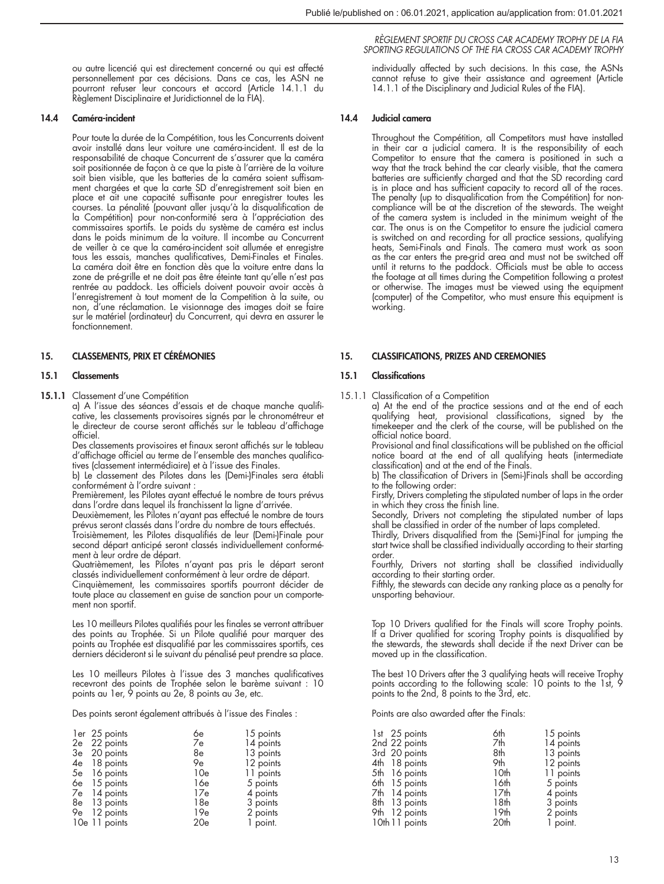ou autre licencié qui est directement concerné ou qui est affecté personnellement par ces décisions. Dans ce cas, les ASN ne pourront refuser leur concours et accord (Article 14.1.1 du Règlement Disciplinaire et Juridictionnel de la FIA).

### 14.4 Caméra-incident

Pour toute la durée de la Compétition, tous les Concurrents doivent avoir installé dans leur voiture une caméra-incident. Il est de la responsabilité de chaque Concurrent de s'assurer que la caméra soit positionnée de façon à ce que la piste à l'arrière de la voiture soit bien visible, que les batteries de la caméra soient suffisamment chargées et que la carte SD d'enregistrement soit bien en place et ait une capacité suffisante pour enregistrer toutes les courses. La pénalité (pouvant aller jusqu'à la disqualification de la Compétition) pour non-conformité sera à l'appréciation des commissaires sportifs. Le poids du système de caméra est inclus dans le poids minimum de la voiture. Il incombe au Concurrent de veiller à ce que la caméra-incident soit allumée et enregistre tous les essais, manches qualificatives, Demi-Finales et Finales. La caméra doit être en fonction dès que la voiture entre dans la zone de pré-grille et ne doit pas être éteinte tant qu'elle n'est pas rentrée au paddock. Les officiels doivent pouvoir avoir accès à l'enregistrement à tout moment de la Competition à la suite, ou non, d'une réclamation. Le visionnage des images doit se faire sur le matériel (ordinateur) du Concurrent, qui devra en assurer le fonctionnement.

## 15. CLASSEMENTS, PRIX ET CÉRÉMONIES

### 15.1 Classements

**15.1.1** Classement d'une Compétition

a) A l'issue des séances d'essais et de chaque manche qualificative, les classements provisoires signés par le chronométreur et le directeur de course seront affichés sur le tableau d'affichage officiel.

Des classements provisoires et finaux seront affichés sur le tableau d'affichage officiel au terme de l'ensemble des manches qualificatives (classement intermédiaire) et à l'issue des Finales.

b) Le classement des Pilotes dans les (Demi-)Finales sera établi conformément à l'ordre suivant :

Premièrement, les Pilotes ayant effectué le nombre de tours prévus dans l'ordre dans lequel ils franchissent la ligne d'arrivée.

Deuxièmement, les Pilotes n'ayant pas effectué le nombre de tours prévus seront classés dans l'ordre du nombre de tours effectués.

Troisièmement, les Pilotes disqualifiés de leur (Demi-)Finale pour second départ anticipé seront classés individuellement conformément à leur ordre de départ.

Quatrièmement, les Pilotes n'ayant pas pris le départ seront classés individuellement conformément à leur ordre de départ.

Cinquièmement, les commissaires sportifs pourront décider de toute place au classement en guise de sanction pour un comportement non sportif.

Les 10 meilleurs Pilotes qualifiés pour les finales se verront attribuer des points au Trophée. Si un Pilote qualifié pour marquer des points au Trophée est disqualifié par les commissaires sportifs, ces derniers décideront si le suivant du pénalisé peut prendre sa place.

Les 10 meilleurs Pilotes à l'issue des 3 manches qualificatives recevront des points de Trophée selon le barème suivant : 10 points au 1er, 9 points au 2e, 8 points au 3e, etc.

Des points seront également attribués à l'issue des Finales :

| | | | |
|---|---|---|---|
| 1er | 25 points | 6e | 15 points |
| 2e | 22 points | 7e | 14 points |
| 3e | 20 points | 8e | 13 points |
| 4e | 18 points | 9e | 12 points |
| 5e | 16 points | 10e | 11 points |
| 6e | 15 points | 16e | 5 points |
| 7e | 14 points | 17e | 4 points |
| 8e | 13 points | 18e | 3 points |
| 9e | 12 points | 19e | 2 points |
| 10e | 11 points | 20e | 1 point. |

individually affected by such decisions. In this case, the ASNs cannot refuse to give their assistance and agreement (Article 14.1.1 of the Disciplinary and Judicial Rules of the FIA).

### 14.4 Judicial camera

Throughout the Compétition, all Competitors must have installed in their car a judicial camera. It is the responsibility of each Competitor to ensure that the camera is positioned in such a way that the track behind the car clearly visible, that the camera batteries are sufficiently charged and that the SD recording card is in place and has sufficient capacity to record all of the races. The penalty (up to disqualification from the Compétition) for non-compliance will be at the discretion of the stewards. The weight of the camera system is included in the minimum weight of the car. The onus is on the Competitor to ensure the judicial camera is switched on and recording for all practice sessions, qualifying heats, Semi-Finals and Finals. The camera must work as soon as the car enters the pre-grid area and must not be switched off until it returns to the paddock. Officials must be able to access the footage at all times during the Competition following a protest or otherwise. The images must be viewed using the equipment (computer) of the Competitor, who must ensure this equipment is working.

## 15. CLASSIFICATIONS, PRIZES AND CEREMONIES

### 15.1 Classifications

15.1.1 Classification of a Competition

a) At the end of the practice sessions and at the end of each qualifying heat, provisional classifications, signed by the timekeeper and the clerk of the course, will be published on the official notice board.

Provisional and final classifications will be published on the official notice board at the end of all qualifying heats (intermediate classification) and at the end of the Finals.

b) The classification of Drivers in (Semi-)Finals shall be according to the following order:

Firstly, Drivers completing the stipulated number of laps in the order in which they cross the finish line.

Secondly, Drivers not completing the stipulated number of laps shall be classified in order of the number of laps completed.

Thirdly, Drivers disqualified from the (Semi-)Final for jumping the start twice shall be classified individually according to their starting order.

Fourthly, Drivers not starting shall be classified individually according to their starting order.

Fifthly, the stewards can decide any ranking place as a penalty for unsporting behaviour.

Top 10 Drivers qualified for the Finals will score Trophy points. If a Driver qualified for scoring Trophy points is disqualified by the stewards, the stewards shall decide if the next Driver can be moved up in the classification.

The best 10 Drivers after the 3 qualifying heats will receive Trophy points according to the following scale: 10 points to the 1st, 9 points to the 2nd, 8 points to the 3rd, etc.

Points are also awarded after the Finals:

| | | | |
|---|---|---|---|
| 1st | 25 points | 6th | 15 points |
| 2nd | 22 points | 7th | 14 points |
| 3rd | 20 points | 8th | 13 points |
| 4th | 18 points | 9th | 12 points |
| 5th | 16 points | 10th | 11 points |
| 6th | 15 points | 16th | 5 points |
| 7th | 14 points | 17th | 4 points |
| 8th | 13 points | 18th | 3 points |
| 9th | 12 points | 19th | 2 points |
| 10th | 11 points | 20th | 1 point. |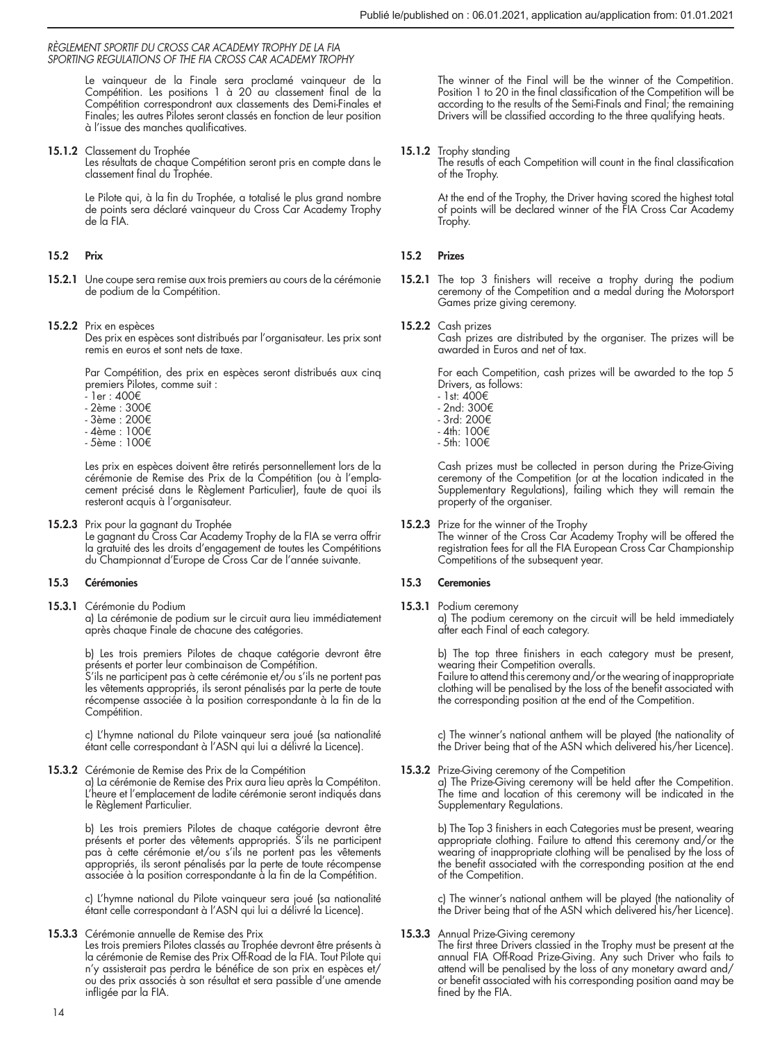Le vainqueur de la Finale sera proclamé vainqueur de la Compétition. Les positions 1 à 20 au classement final de la Compétition correspondront aux classements des Demi-Finales et Finales; les autres Pilotes seront classés en fonction de leur position à l'issue des manches qualificatives.

**15.1.2** Classement du Trophée
Les résultats de chaque Compétition seront pris en compte dans le classement final du Trophée.

Le Pilote qui, à la fin du Trophée, a totalisé le plus grand nombre de points sera déclaré vainqueur du Cross Car Academy Trophy de la FIA.

## 15.2 Prix

**15.2.1** Une coupe sera remise aux trois premiers au cours de la cérémonie de podium de la Compétition.

**15.2.2** Prix en espèces
Des prix en espèces sont distribués par l'organisateur. Les prix sont remis en euros et sont nets de taxe.

Par Compétition, des prix en espèces seront distribués aux cinq premiers Pilotes, comme suit :
- 1er : 400€
- 2ème : 300€
- 3ème : 200€
- 4ème : 100€
- 5ème : 100€

Les prix en espèces doivent être retirés personnellement lors de la cérémonie de Remise des Prix de la Compétition (ou à l'emplacement précisé dans le Règlement Particulier), faute de quoi ils resteront acquis à l'organisateur.

**15.2.3** Prix pour la gagnant du Trophée
Le gagnant du Cross Car Academy Trophy de la FIA se verra offrir la gratuité des les droits d'engagement de toutes les Compétitions du Championnat d'Europe de Cross Car de l'année suivante.

## 15.3 Cérémonies

**15.3.1** Cérémonie du Podium
a) La cérémonie de podium sur le circuit aura lieu immédiatement après chaque Finale de chacune des catégories.

b) Les trois premiers Pilotes de chaque catégorie devront être présents et porter leur combinaison de Compétition.
S'ils ne participent pas à cette cérémonie et/ou s'ils ne portent pas les vêtements appropriés, ils seront pénalisés par la perte de toute récompense associée à la position correspondante à la fin de la Compétition.

c) L'hymne national du Pilote vainqueur sera joué (sa nationalité étant celle correspondant à l'ASN qui lui a délivré la Licence).

**15.3.2** Cérémonie de Remise des Prix de la Compétition
a) La cérémonie de Remise des Prix aura lieu après la Compétiton. L'heure et l'emplacement de ladite cérémonie seront indiqués dans le Règlement Particulier.

b) Les trois premiers Pilotes de chaque catégorie devront être présents et porter des vêtements appropriés. S'ils ne participent pas à cette cérémonie et/ou s'ils ne portent pas les vêtements appropriés, ils seront pénalisés par la perte de toute récompense associée à la position correspondante à la fin de la Compétition.

c) L'hymne national du Pilote vainqueur sera joué (sa nationalité étant celle correspondant à l'ASN qui lui a délivré la Licence).

**15.3.3** Cérémonie annuelle de Remise des Prix
Les trois premiers Pilotes classés au Trophée devront être présents à la cérémonie de Remise des Prix Off-Road de la FIA. Tout Pilote qui n'y assisterait pas perdra le bénéfice de son prix en espèces et/ou des prix associés à son résultat et sera passible d'une amende infligée par la FIA.

The winner of the Final will be the winner of the Competition. Position 1 to 20 in the final classification of the Competition will be according to the results of the Semi-Finals and Final; the remaining Drivers will be classified according to the three qualifying heats.

**15.1.2** Trophy standing
The results of each Competition will count in the final classification of the Trophy.

At the end of the Trophy, the Driver having scored the highest total of points will be declared winner of the FIA Cross Car Academy Trophy.

## 15.2 Prizes

**15.2.1** The top 3 finishers will receive a trophy during the podium ceremony of the Competition and a medal during the Motorsport Games prize giving ceremony.

**15.2.2** Cash prizes
Cash prizes are distributed by the organiser. The prizes will be awarded in Euros and net of tax.

For each Competition, cash prizes will be awarded to the top 5 Drivers, as follows:
- 1st: 400€
- 2nd: 300€
- 3rd: 200€
- 4th: 100€
- 5th: 100€

Cash prizes must be collected in person during the Prize-Giving ceremony of the Competition (or at the location indicated in the Supplementary Regulations), failing which they will remain the property of the organiser.

**15.2.3** Prize for the winner of the Trophy
The winner of the Cross Car Academy Trophy will be offered the registration fees for all the FIA European Cross Car Championship Competitions of the subsequent year.

## 15.3 Ceremonies

**15.3.1** Podium ceremony
a) The podium ceremony on the circuit will be held immediately after each Final of each category.

b) The top three finishers in each category must be present, wearing their Competition overalls.
Failure to attend this ceremony and/or the wearing of inappropriate clothing will be penalised by the loss of the benefit associated with the corresponding position at the end of the Competition.

c) The winner's national anthem will be played (the nationality of the Driver being that of the ASN which delivered his/her Licence).

**15.3.2** Prize-Giving ceremony of the Competition
a) The Prize-Giving ceremony will be held after the Competition. The time and location of this ceremony will be indicated in the Supplementary Regulations.

b) The Top 3 finishers in each Categories must be present, wearing appropriate clothing. Failure to attend this ceremony and/or the wearing of inappropriate clothing will be penalised by the loss of the benefit associated with the corresponding position at the end of the Competition.

c) The winner's national anthem will be played (the nationality of the Driver being that of the ASN which delivered his/her Licence).

**15.3.3** Annual Prize-Giving ceremony
The first three Drivers classied in the Trophy must be present at the annual FIA Off-Road Prize-Giving. Any such Driver who fails to attend will be penalised by the loss of any monetary award and/or benefit associated with his corresponding position aand may be fined by the FIA.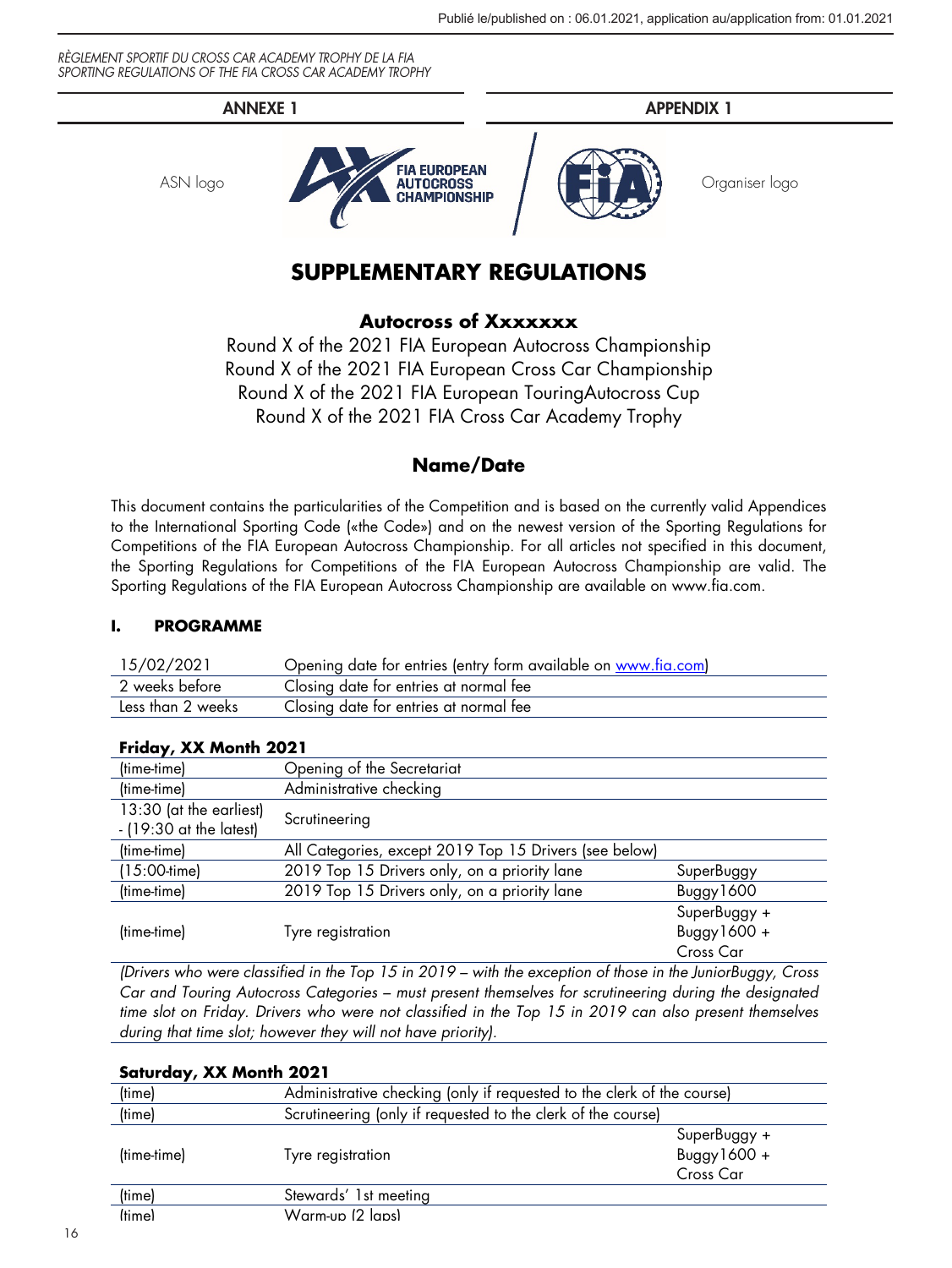ANNEXE 1

APPENDIX 1

ASN logo

Organiser logo

# SUPPLEMENTARY REGULATIONS

## Autocross of Xxxxxxx

Round X of the 2021 FIA European Autocross Championship
Round X of the 2021 FIA European Cross Car Championship
Round X of the 2021 FIA European TouringAutocross Cup
Round X of the 2021 FIA Cross Car Academy Trophy

## Name/Date

This document contains the particularities of the Competition and is based on the currently valid Appendices to the International Sporting Code («the Code») and on the newest version of the Sporting Regulations for Competitions of the FIA European Autocross Championship. For all articles not specified in this document, the Sporting Regulations for Competitions of the FIA European Autocross Championship are valid. The Sporting Regulations of the FIA European Autocross Championship are available on www.fia.com.

### I. PROGRAMME

| | |
|---|---|
| 15/02/2021 | Opening date for entries (entry form available on www.fia.com) |
| 2 weeks before | Closing date for entries at normal fee |
| Less than 2 weeks | Closing date for entries at normal fee |

**Friday, XX Month 2021**

| | | |
|---|---|---|
| (time-time) | Opening of the Secretariat | |
| (time-time) | Administrative checking | |
| 13:30 (at the earliest) - (19:30 at the latest) | Scrutineering | |
| (time-time) | All Categories, except 2019 Top 15 Drivers (see below) | |
| (15:00-time) | 2019 Top 15 Drivers only, on a priority lane | SuperBuggy |
| (time-time) | 2019 Top 15 Drivers only, on a priority lane | Buggy1600 |
| (time-time) | Tyre registration | SuperBuggy + Buggy1600 + Cross Car |

*(Drivers who were classified in the Top 15 in 2019 – with the exception of those in the JuniorBuggy, Cross Car and Touring Autocross Categories – must present themselves for scrutineering during the designated time slot on Friday. Drivers who were not classified in the Top 15 in 2019 can also present themselves during that time slot; however they will not have priority).*

**Saturday, XX Month 2021**

| | | |
|---|---|---|
| (time) | Administrative checking (only if requested to the clerk of the course) | |
| (time) | Scrutineering (only if requested to the clerk of the course) | |
| (time-time) | Tyre registration | SuperBuggy + Buggy1600 + Cross Car |
| (time) | Stewards' 1st meeting | |
| (time) | Warm-up (2 laps) | |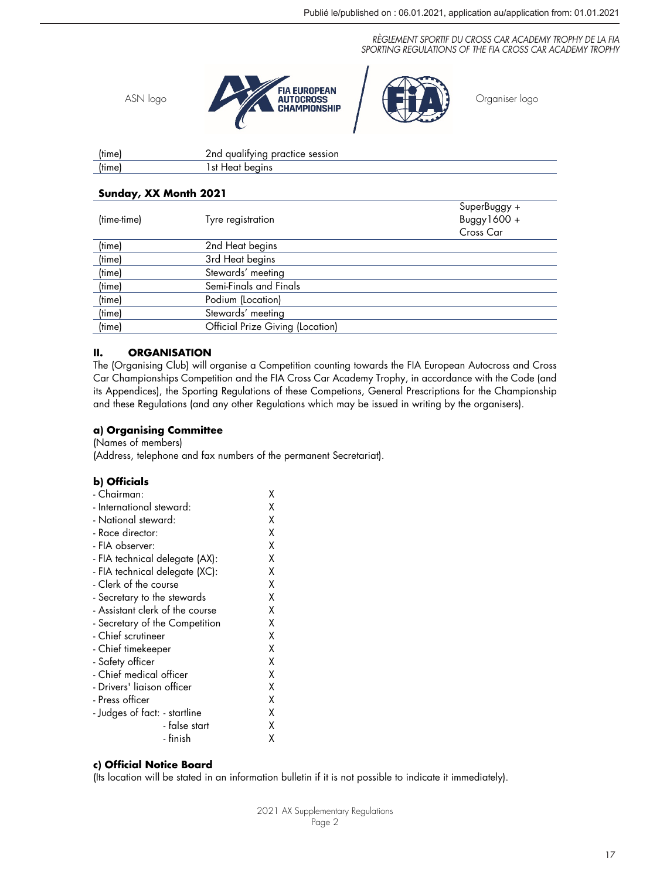ASN logo | Organiser logo

| | | |
|---|---|---|
| (time) | 2nd qualifying practice session | |
| (time) | 1st Heat begins | |

**Sunday, XX Month 2021**

| | | |
|---|---|---|
| (time-time) | Tyre registration | SuperBuggy + Buggy1600 + Cross Car |
| (time) | 2nd Heat begins | |
| (time) | 3rd Heat begins | |
| (time) | Stewards' meeting | |
| (time) | Semi-Finals and Finals | |
| (time) | Podium (Location) | |
| (time) | Stewards' meeting | |
| (time) | Official Prize Giving (Location) | |

## II. ORGANISATION

The (Organising Club) will organise a Competition counting towards the FIA European Autocross and Cross Car Championships Competition and the FIA Cross Car Academy Trophy, in accordance with the Code (and its Appendices), the Sporting Regulations of these Competions, General Prescriptions for the Championship and these Regulations (and any other Regulations which may be issued in writing by the organisers).

### a) Organising Committee

(Names of members)
(Address, telephone and fax numbers of the permanent Secretariat).

### b) Officials

- Chairman: X
- International steward: X
- National steward: X
- Race director: X
- FIA observer: X
- FIA technical delegate (AX): X
- FIA technical delegate (XC): X
- Clerk of the course X
- Secretary to the stewards X
- Assistant clerk of the course X
- Secretary of the Competition X
- Chief scrutineer X
- Chief timekeeper X
- Safety officer X
- Chief medical officer X
- Drivers' liaison officer X
- Press officer X
- Judges of fact: - startline X
  - false start X
  - finish X

### c) Official Notice Board

(Its location will be stated in an information bulletin if it is not possible to indicate it immediately).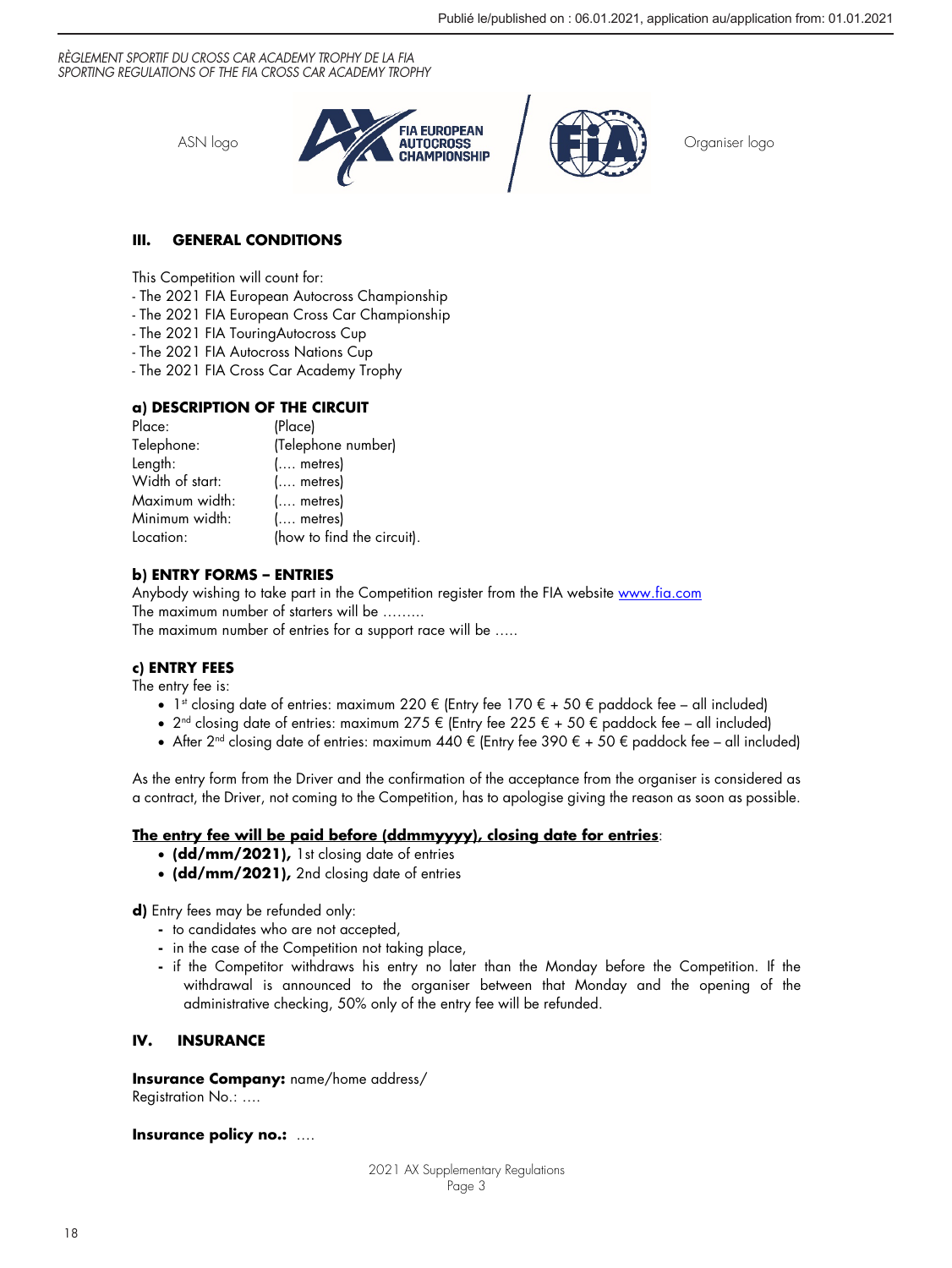ASN logo Organiser logo

## III. GENERAL CONDITIONS

This Competition will count for:
- The 2021 FIA European Autocross Championship
- The 2021 FIA European Cross Car Championship
- The 2021 FIA TouringAutocross Cup
- The 2021 FIA Autocross Nations Cup
- The 2021 FIA Cross Car Academy Trophy

### a) DESCRIPTION OF THE CIRCUIT

| | |
|---|---|
| Place: | (Place) |
| Telephone: | (Telephone number) |
| Length: | (…. metres) |
| Width of start: | (…. metres) |
| Maximum width: | (…. metres) |
| Minimum width: | (…. metres) |
| Location: | (how to find the circuit). |

### b) ENTRY FORMS – ENTRIES

Anybody wishing to take part in the Competition register from the FIA website www.fia.com
The maximum number of starters will be ………
The maximum number of entries for a support race will be …..

### c) ENTRY FEES

The entry fee is:
- 1st closing date of entries: maximum 220 € (Entry fee 170 € + 50 € paddock fee – all included)
- 2nd closing date of entries: maximum 275 € (Entry fee 225 € + 50 € paddock fee – all included)
- After 2nd closing date of entries: maximum 440 € (Entry fee 390 € + 50 € paddock fee – all included)

As the entry form from the Driver and the confirmation of the acceptance from the organiser is considered as a contract, the Driver, not coming to the Competition, has to apologise giving the reason as soon as possible.

**The entry fee will be paid before (ddmmyyyy), closing date for entries**:
- **(dd/mm/2021),** 1st closing date of entries
- **(dd/mm/2021),** 2nd closing date of entries

**d)** Entry fees may be refunded only:
- to candidates who are not accepted,
- in the case of the Competition not taking place,
- if the Competitor withdraws his entry no later than the Monday before the Competition. If the withdrawal is announced to the organiser between that Monday and the opening of the administrative checking, 50% only of the entry fee will be refunded.

## IV. INSURANCE

**Insurance Company:** name/home address/
Registration No.: ….

**Insurance policy no.:** ….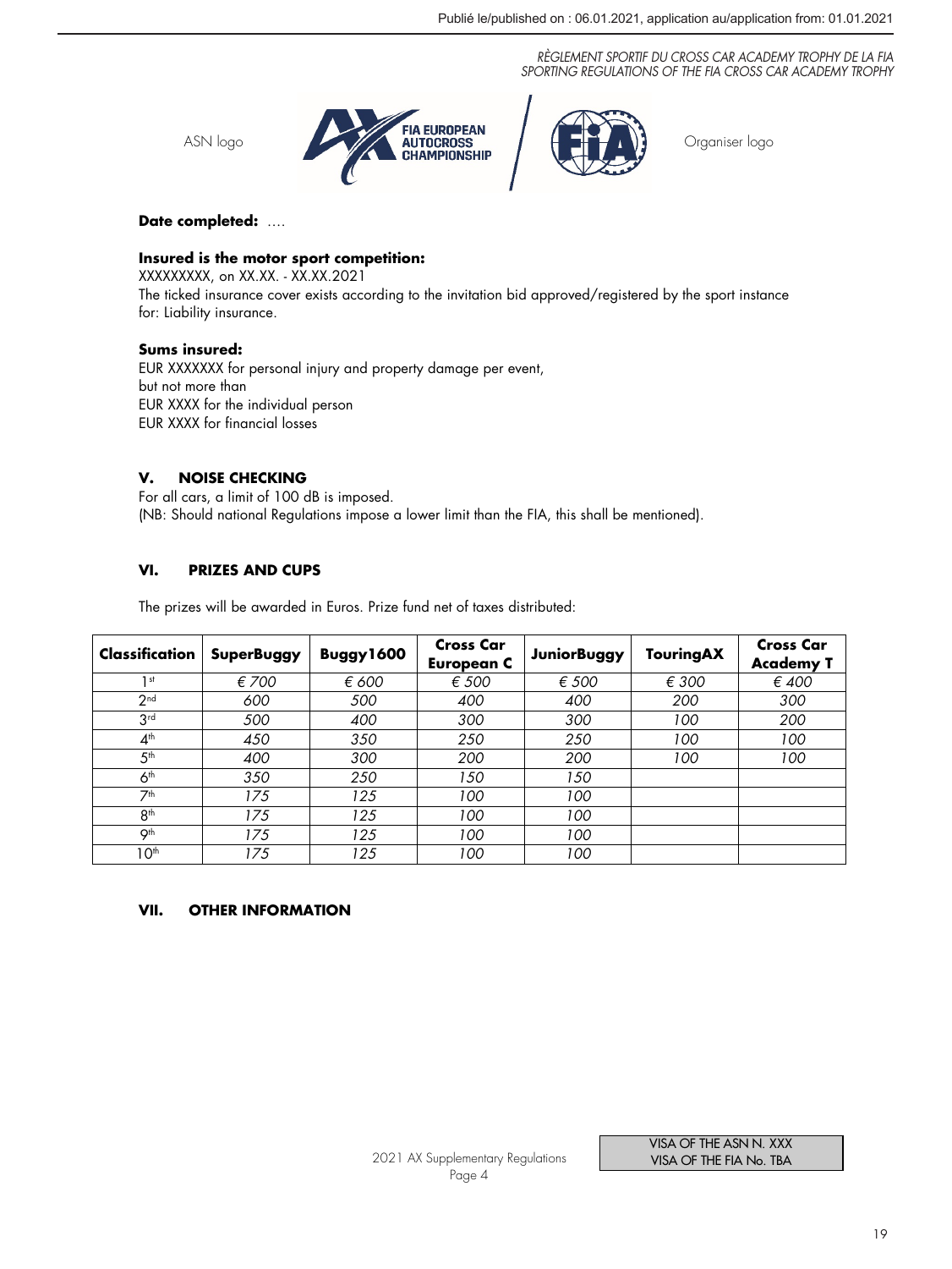ASN logo — Organiser logo

**Date completed:** ….

**Insured is the motor sport competition:**
XXXXXXXXX, on XX.XX. - XX.XX.2021
The ticked insurance cover exists according to the invitation bid approved/registered by the sport instance for: Liability insurance.

**Sums insured:**
EUR XXXXXXX for personal injury and property damage per event,
but not more than
EUR XXXX for the individual person
EUR XXXX for financial losses

## V. NOISE CHECKING

For all cars, a limit of 100 dB is imposed.
(NB: Should national Regulations impose a lower limit than the FIA, this shall be mentioned).

## VI. PRIZES AND CUPS

The prizes will be awarded in Euros. Prize fund net of taxes distributed:

| Classification | SuperBuggy | Buggy1600 | Cross Car European C | JuniorBuggy | TouringAX | Cross Car Academy T |
|---|---|---|---|---|---|---|
| 1st | *€ 700* | *€ 600* | *€ 500* | *€ 500* | *€ 300* | *€ 400* |
| 2nd | *600* | *500* | *400* | *400* | *200* | *300* |
| 3rd | *500* | *400* | *300* | *300* | *100* | *200* |
| 4th | *450* | *350* | *250* | *250* | *100* | *100* |
| 5th | *400* | *300* | *200* | *200* | *100* | *100* |
| 6th | *350* | *250* | *150* | *150* | | |
| 7th | *175* | *125* | *100* | *100* | | |
| 8th | *175* | *125* | *100* | *100* | | |
| 9th | *175* | *125* | *100* | *100* | | |
| 10th | *175* | *125* | *100* | *100* | | |

## VII. OTHER INFORMATION

2021 AX Supplementary Regulations
Page 4

VISA OF THE ASN N. XXX
VISA OF THE FIA No. TBA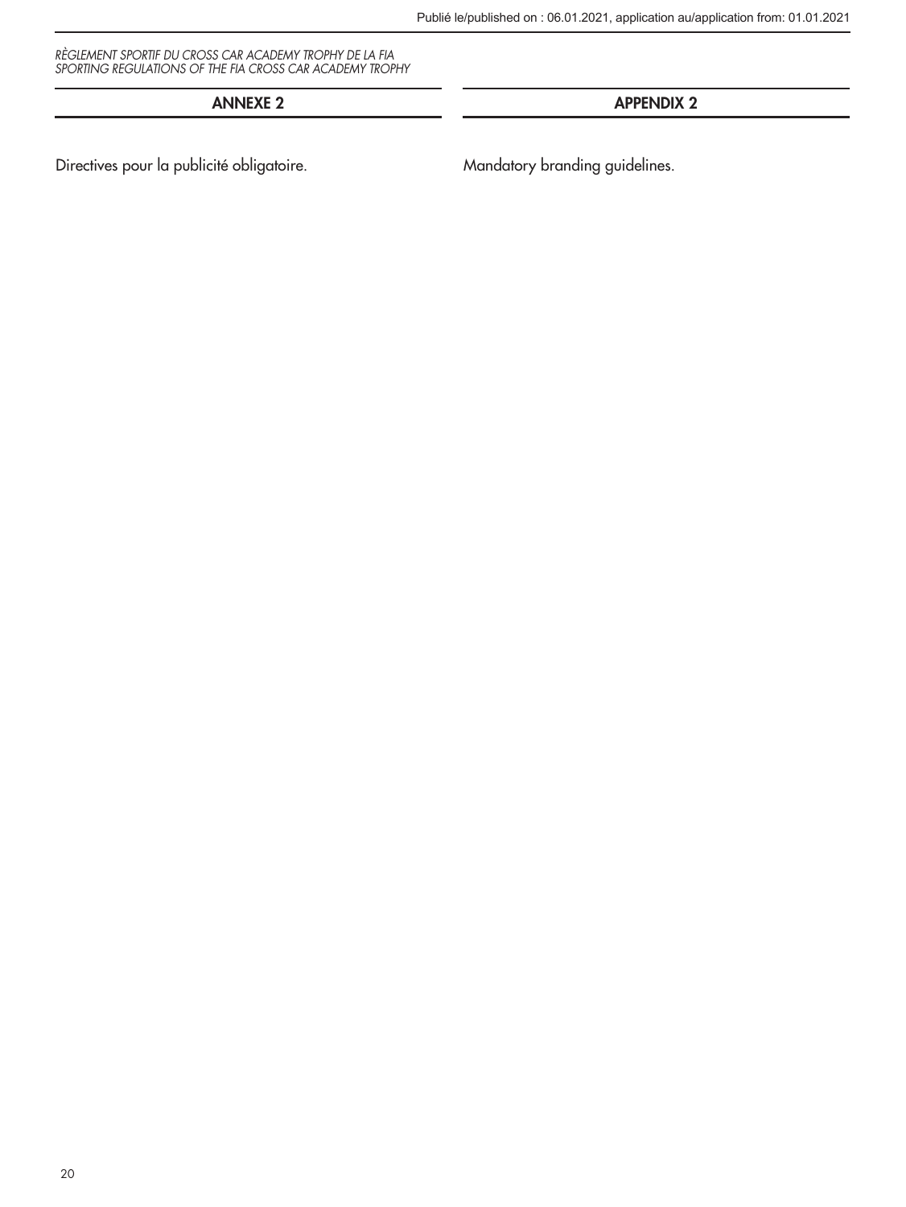## ANNEXE 2

Directives pour la publicité obligatoire.

## APPENDIX 2

Mandatory branding guidelines.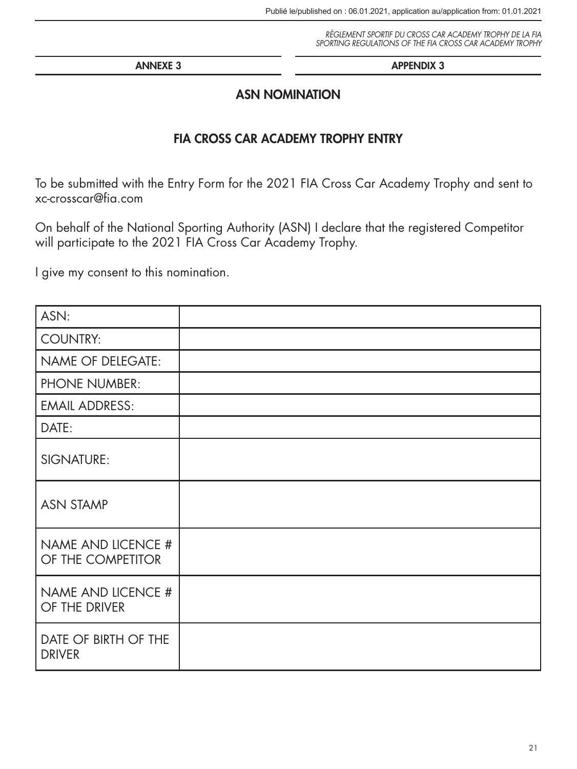| ANNEXE 3 | APPENDIX 3 |
| --- | --- |

## ASN NOMINATION

## FIA CROSS CAR ACADEMY TROPHY ENTRY

To be submitted with the Entry Form for the 2021 FIA Cross Car Academy Trophy and sent to xc-crosscar@fia.com

On behalf of the National Sporting Authority (ASN) I declare that the registered Competitor will participate to the 2021 FIA Cross Car Academy Trophy.

I give my consent to this nomination.

| | |
| --- | --- |
| ASN: | |
| COUNTRY: | |
| NAME OF DELEGATE: | |
| PHONE NUMBER: | |
| EMAIL ADDRESS: | |
| DATE: | |
| SIGNATURE: | |
| ASN STAMP | |
| NAME AND LICENCE # OF THE COMPETITOR | |
| NAME AND LICENCE # OF THE DRIVER | |
| DATE OF BIRTH OF THE DRIVER | |